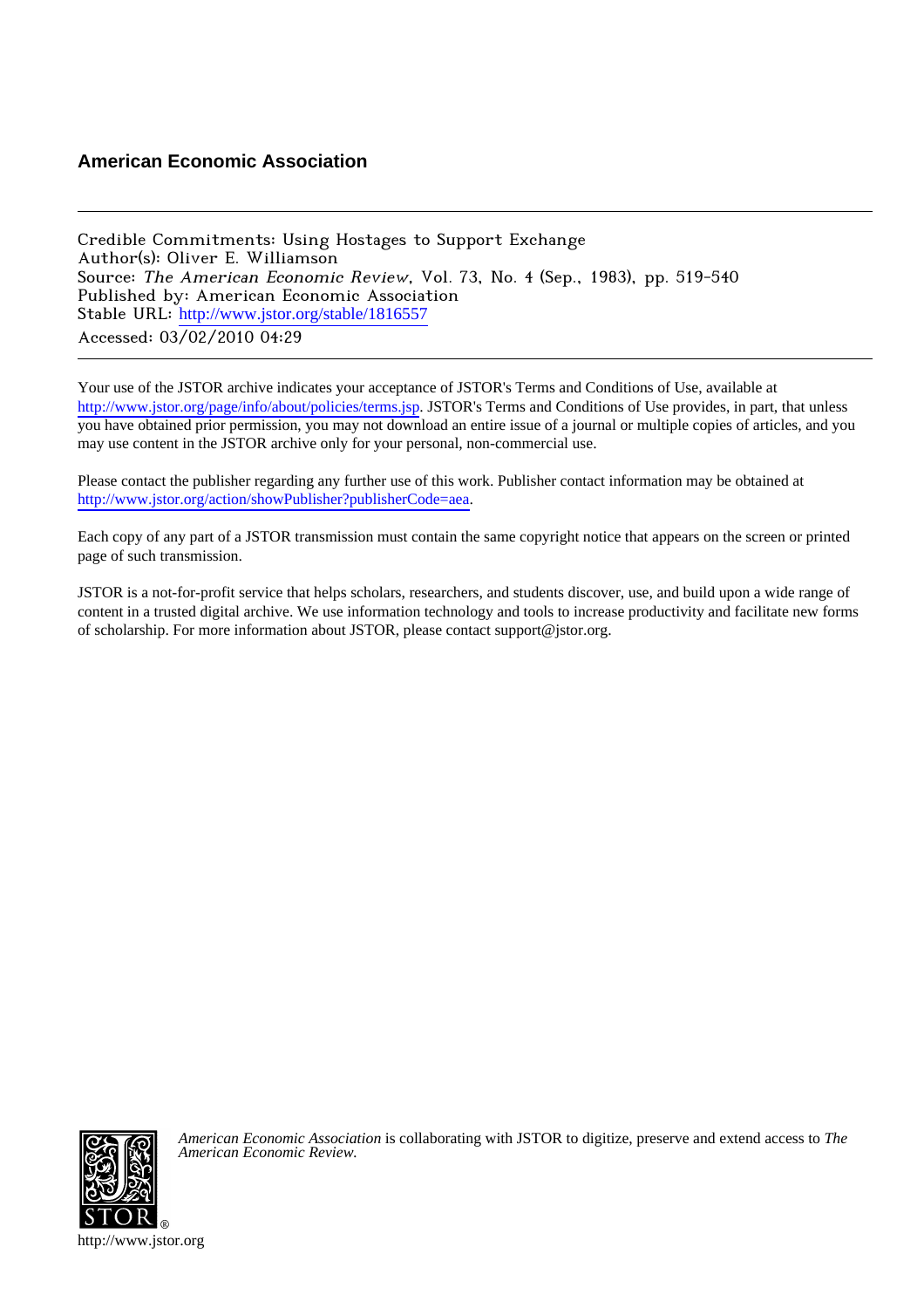**American Economic Association**

---

Credible Commitments: Using Hostages to Support Exchange
Author(s): Oliver E. Williamson
Source: *The American Economic Review*, Vol. 73, No. 4 (Sep., 1983), pp. 519-540
Published by: American Economic Association
Stable URL: http://www.jstor.org/stable/1816557
Accessed: 03/02/2010 04:29

---

Your use of the JSTOR archive indicates your acceptance of JSTOR's Terms and Conditions of Use, available at http://www.jstor.org/page/info/about/policies/terms.jsp. JSTOR's Terms and Conditions of Use provides, in part, that unless you have obtained prior permission, you may not download an entire issue of a journal or multiple copies of articles, and you may use content in the JSTOR archive only for your personal, non-commercial use.

Please contact the publisher regarding any further use of this work. Publisher contact information may be obtained at http://www.jstor.org/action/showPublisher?publisherCode=aea.

Each copy of any part of a JSTOR transmission must contain the same copyright notice that appears on the screen or printed page of such transmission.

JSTOR is a not-for-profit service that helps scholars, researchers, and students discover, use, and build upon a wide range of content in a trusted digital archive. We use information technology and tools to increase productivity and facilitate new forms of scholarship. For more information about JSTOR, please contact support@jstor.org.

*American Economic Association* is collaborating with JSTOR to digitize, preserve and extend access to *The American Economic Review.*

http://www.jstor.org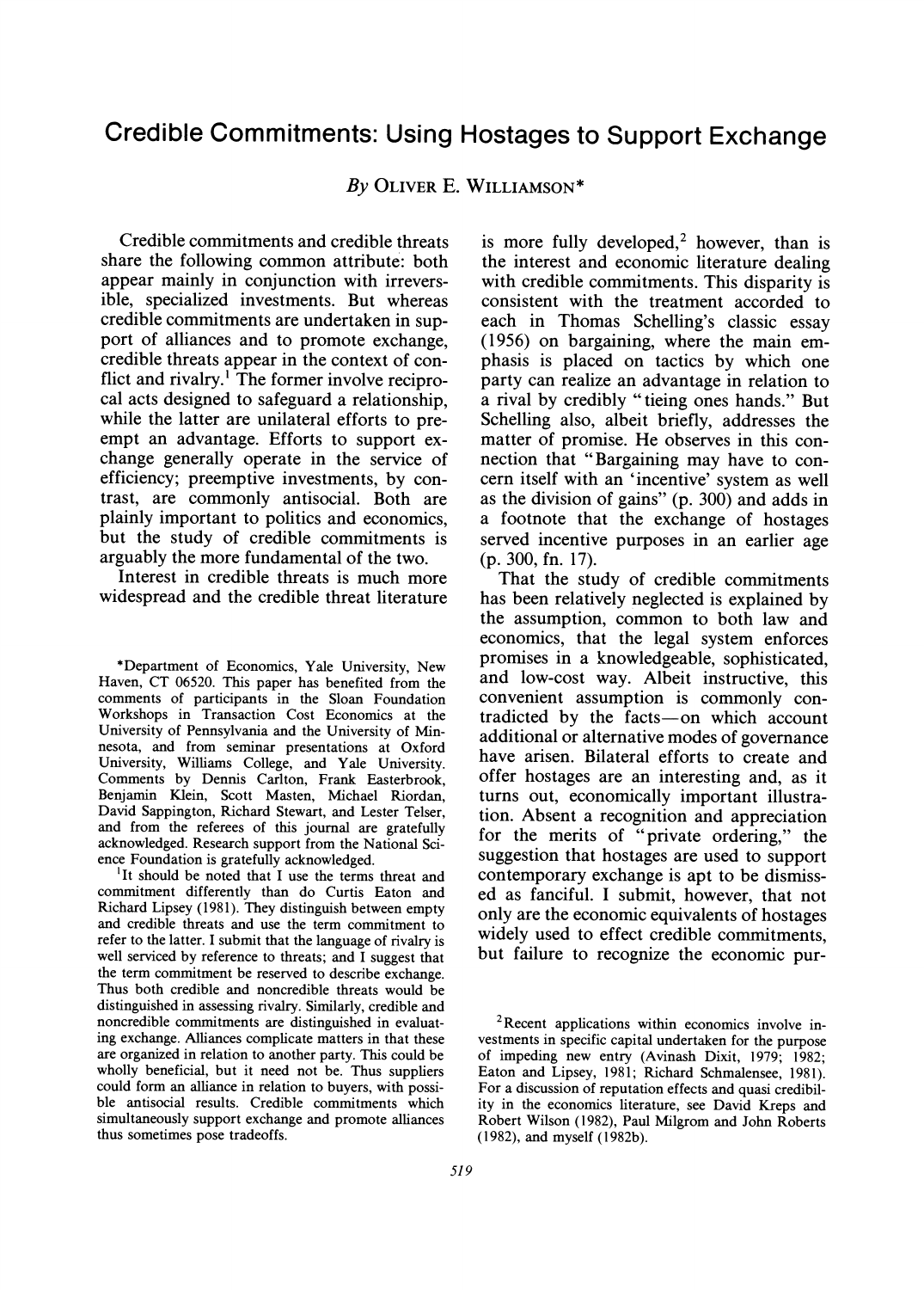# Credible Commitments: Using Hostages to Support Exchange

By Oliver E. Williamson*

Credible commitments and credible threats share the following common attribute: both appear mainly in conjunction with irreversible, specialized investments. But whereas credible commitments are undertaken in support of alliances and to promote exchange, credible threats appear in the context of conflict and rivalry.[1] The former involve reciprocal acts designed to safeguard a relationship, while the latter are unilateral efforts to preempt an advantage. Efforts to support exchange generally operate in the service of efficiency; preemptive investments, by contrast, are commonly antisocial. Both are plainly important to politics and economics, but the study of credible commitments is arguably the more fundamental of the two.

Interest in credible threats is much more widespread and the credible threat literature is more fully developed,[2] however, than is the interest and economic literature dealing with credible commitments. This disparity is consistent with the treatment accorded to each in Thomas Schelling's classic essay (1956) on bargaining, where the main emphasis is placed on tactics by which one party can realize an advantage in relation to a rival by credibly "tieing ones hands." But Schelling also, albeit briefly, addresses the matter of promise. He observes in this connection that "Bargaining may have to concern itself with an 'incentive' system as well as the division of gains" (p. 300) and adds in a footnote that the exchange of hostages served incentive purposes in an earlier age (p. 300, fn. 17).

That the study of credible commitments has been relatively neglected is explained by the assumption, common to both law and economics, that the legal system enforces promises in a knowledgeable, sophisticated, and low-cost way. Albeit instructive, this convenient assumption is commonly contradicted by the facts—on which account additional or alternative modes of governance have arisen. Bilateral efforts to create and offer hostages are an interesting and, as it turns out, economically important illustration. Absent a recognition and appreciation for the merits of "private ordering," the suggestion that hostages are used to support contemporary exchange is apt to be dismissed as fanciful. I submit, however, that not only are the economic equivalents of hostages widely used to effect credible commitments, but failure to recognize the economic pur-

*Department of Economics, Yale University, New Haven, CT 06520. This paper has benefited from the comments of participants in the Sloan Foundation Workshops in Transaction Cost Economics at the University of Pennsylvania and the University of Minnesota, and from seminar presentations at Oxford University, Williams College, and Yale University. Comments by Dennis Carlton, Frank Easterbrook, Benjamin Klein, Scott Masten, Michael Riordan, David Sappington, Richard Stewart, and Lester Telser, and from the referees of this journal are gratefully acknowledged. Research support from the National Science Foundation is gratefully acknowledged.

[1]It should be noted that I use the terms threat and commitment differently than do Curtis Eaton and Richard Lipsey (1981). They distinguish between empty and credible threats and use the term commitment to refer to the latter. I submit that the language of rivalry is well serviced by reference to threats; and I suggest that the term commitment be reserved to describe exchange. Thus both credible and noncredible threats would be distinguished in assessing rivalry. Similarly, credible and noncredible commitments are distinguished in evaluating exchange. Alliances complicate matters in that these are organized in relation to another party. This could be wholly beneficial, but it need not be. Thus suppliers could form an alliance in relation to buyers, with possible antisocial results. Credible commitments which simultaneously support exchange and promote alliances thus sometimes pose tradeoffs.

[2]Recent applications within economics involve investments in specific capital undertaken for the purpose of impeding new entry (Avinash Dixit, 1979; 1982; Eaton and Lipsey, 1981; Richard Schmalensee, 1981). For a discussion of reputation effects and quasi credibility in the economics literature, see David Kreps and Robert Wilson (1982), Paul Milgrom and John Roberts (1982), and myself (1982b).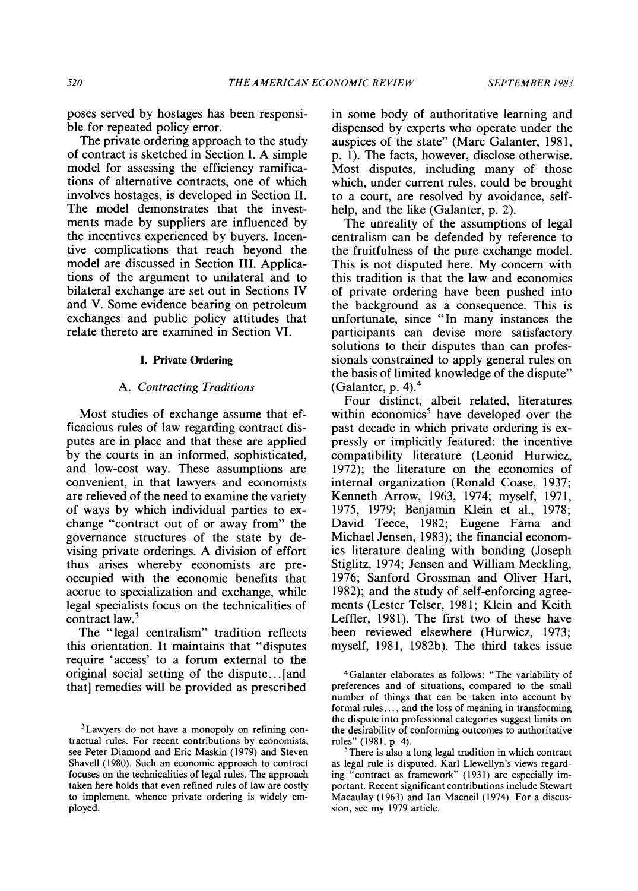poses served by hostages has been responsible for repeated policy error.

The private ordering approach to the study of contract is sketched in Section I. A simple model for assessing the efficiency ramifications of alternative contracts, one of which involves hostages, is developed in Section II. The model demonstrates that the investments made by suppliers are influenced by the incentives experienced by buyers. Incentive complications that reach beyond the model are discussed in Section III. Applications of the argument to unilateral and to bilateral exchange are set out in Sections IV and V. Some evidence bearing on petroleum exchanges and public policy attitudes that relate thereto are examined in Section VI.

## I. Private Ordering

### A. *Contracting Traditions*

Most studies of exchange assume that efficacious rules of law regarding contract disputes are in place and that these are applied by the courts in an informed, sophisticated, and low-cost way. These assumptions are convenient, in that lawyers and economists are relieved of the need to examine the variety of ways by which individual parties to exchange "contract out of or away from" the governance structures of the state by devising private orderings. A division of effort thus arises whereby economists are preoccupied with the economic benefits that accrue to specialization and exchange, while legal specialists focus on the technicalities of contract law.[3]

The "legal centralism" tradition reflects this orientation. It maintains that "disputes require 'access' to a forum external to the original social setting of the dispute...[and that] remedies will be provided as prescribed in some body of authoritative learning and dispensed by experts who operate under the auspices of the state" (Marc Galanter, 1981, p. 1). The facts, however, disclose otherwise. Most disputes, including many of those which, under current rules, could be brought to a court, are resolved by avoidance, self-help, and the like (Galanter, p. 2).

The unreality of the assumptions of legal centralism can be defended by reference to the fruitfulness of the pure exchange model. This is not disputed here. My concern with this tradition is that the law and economics of private ordering have been pushed into the background as a consequence. This is unfortunate, since "In many instances the participants can devise more satisfactory solutions to their disputes than can professionals constrained to apply general rules on the basis of limited knowledge of the dispute" (Galanter, p. 4).[4]

Four distinct, albeit related, literatures within economics[5] have developed over the past decade in which private ordering is expressly or implicitly featured: the incentive compatibility literature (Leonid Hurwicz, 1972); the literature on the economics of internal organization (Ronald Coase, 1937; Kenneth Arrow, 1963, 1974; myself, 1971, 1975, 1979; Benjamin Klein et al., 1978; David Teece, 1982; Eugene Fama and Michael Jensen, 1983); the financial economics literature dealing with bonding (Joseph Stiglitz, 1974; Jensen and William Meckling, 1976; Sanford Grossman and Oliver Hart, 1982); and the study of self-enforcing agreements (Lester Telser, 1981; Klein and Keith Leffler, 1981). The first two of these have been reviewed elsewhere (Hurwicz, 1973; myself, 1981, 1982b). The third takes issue

[3] Lawyers do not have a monopoly on refining contractual rules. For recent contributions by economists, see Peter Diamond and Eric Maskin (1979) and Steven Shavell (1980). Such an economic approach to contract focuses on the technicalities of legal rules. The approach taken here holds that even refined rules of law are costly to implement, whence private ordering is widely employed.

[4] Galanter elaborates as follows: "The variability of preferences and of situations, compared to the small number of things that can be taken into account by formal rules..., and the loss of meaning in transforming the dispute into professional categories suggest limits on the desirability of conforming outcomes to authoritative rules" (1981, p. 4).

[5] There is also a long legal tradition in which contract as legal rule is disputed. Karl Llewellyn's views regarding "contract as framework" (1931) are especially important. Recent significant contributions include Stewart Macaulay (1963) and Ian Macneil (1974). For a discussion, see my 1979 article.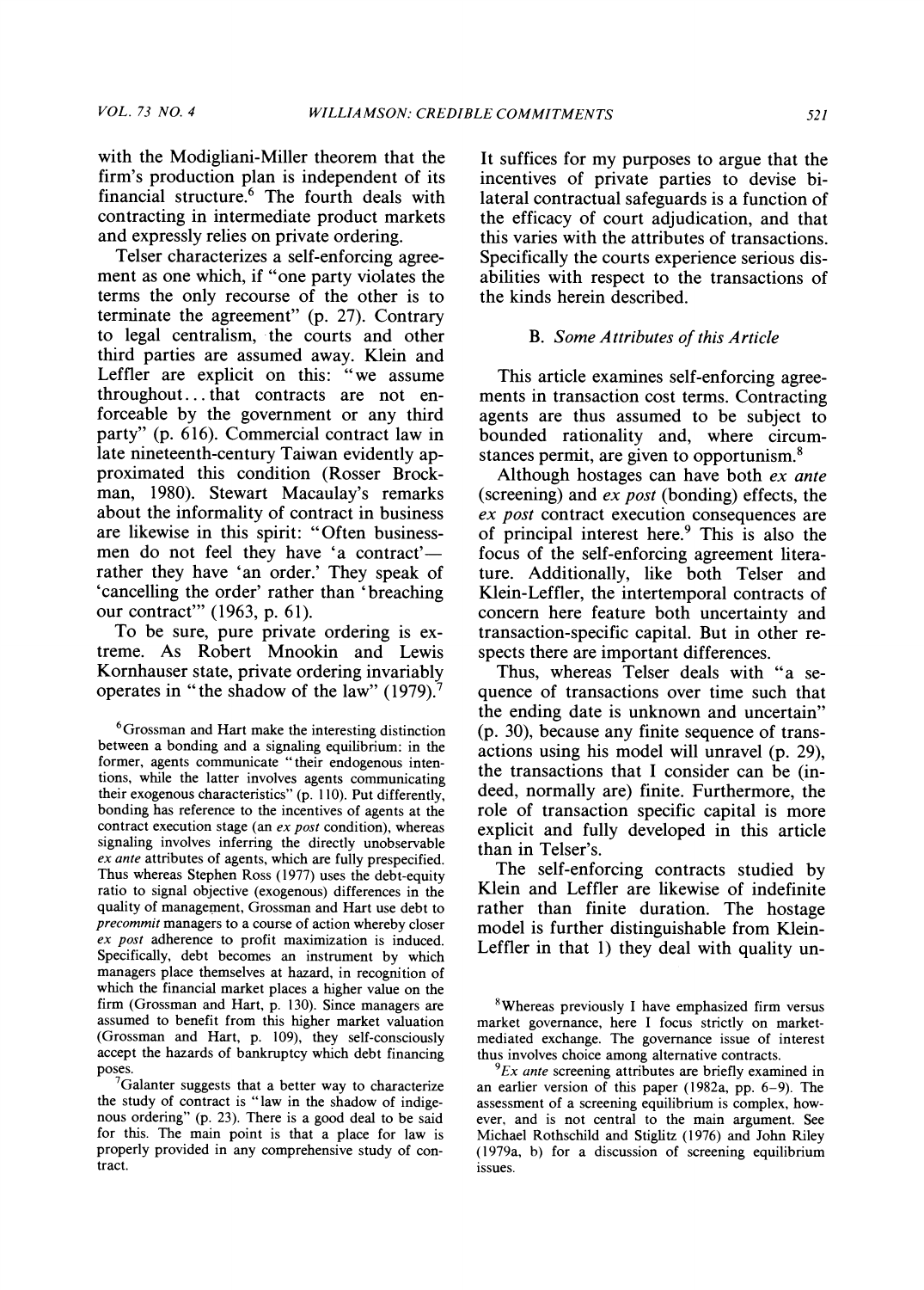with the Modigliani-Miller theorem that the firm's production plan is independent of its financial structure.[6] The fourth deals with contracting in intermediate product markets and expressly relies on private ordering.

Telser characterizes a self-enforcing agreement as one which, if "one party violates the terms the only recourse of the other is to terminate the agreement" (p. 27). Contrary to legal centralism, the courts and other third parties are assumed away. Klein and Leffler are explicit on this: "we assume throughout... that contracts are not enforceable by the government or any third party" (p. 616). Commercial contract law in late nineteenth-century Taiwan evidently approximated this condition (Rosser Brockman, 1980). Stewart Macaulay's remarks about the informality of contract in business are likewise in this spirit: "Often businessmen do not feel they have 'a contract'—rather they have 'an order.' They speak of 'cancelling the order' rather than 'breaching our contract'" (1963, p. 61).

To be sure, pure private ordering is extreme. As Robert Mnookin and Lewis Kornhauser state, private ordering invariably operates in "the shadow of the law" (1979).[7] It suffices for my purposes to argue that the incentives of private parties to devise bilateral contractual safeguards is a function of the efficacy of court adjudication, and that this varies with the attributes of transactions. Specifically the courts experience serious disabilities with respect to the transactions of the kinds herein described.

### B. *Some Attributes of this Article*

This article examines self-enforcing agreements in transaction cost terms. Contracting agents are thus assumed to be subject to bounded rationality and, where circumstances permit, are given to opportunism.[8]

Although hostages can have both *ex ante* (screening) and *ex post* (bonding) effects, the *ex post* contract execution consequences are of principal interest here.[9] This is also the focus of the self-enforcing agreement literature. Additionally, like both Telser and Klein-Leffler, the intertemporal contracts of concern here feature both uncertainty and transaction-specific capital. But in other respects there are important differences.

Thus, whereas Telser deals with "a sequence of transactions over time such that the ending date is unknown and uncertain" (p. 30), because any finite sequence of transactions using his model will unravel (p. 29), the transactions that I consider can be (indeed, normally are) finite. Furthermore, the role of transaction specific capital is more explicit and fully developed in this article than in Telser's.

The self-enforcing contracts studied by Klein and Leffler are likewise of indefinite rather than finite duration. The hostage model is further distinguishable from Klein-Leffler in that 1) they deal with quality un-

---

[6] Grossman and Hart make the interesting distinction between a bonding and a signaling equilibrium: in the former, agents communicate "their endogenous intentions, while the latter involves agents communicating their exogenous characteristics" (p. 110). Put differently, bonding has reference to the incentives of agents at the contract execution stage (an *ex post* condition), whereas signaling involves inferring the directly unobservable *ex ante* attributes of agents, which are fully prespecified. Thus whereas Stephen Ross (1977) uses the debt-equity ratio to signal objective (exogenous) differences in the quality of management, Grossman and Hart use debt to *precommit* managers to a course of action whereby closer *ex post* adherence to profit maximization is induced. Specifically, debt becomes an instrument by which managers place themselves at hazard, in recognition of which the financial market places a higher value on the firm (Grossman and Hart, p. 130). Since managers are assumed to benefit from this higher market valuation (Grossman and Hart, p. 109), they self-consciously accept the hazards of bankruptcy which debt financing poses.

[7] Galanter suggests that a better way to characterize the study of contract is "law in the shadow of indigenous ordering" (p. 23). There is a good deal to be said for this. The main point is that a place for law is properly provided in any comprehensive study of contract.

[8] Whereas previously I have emphasized firm versus market governance, here I focus strictly on market-mediated exchange. The governance issue of interest thus involves choice among alternative contracts.

[9] *Ex ante* screening attributes are briefly examined in an earlier version of this paper (1982a, pp. 6–9). The assessment of a screening equilibrium is complex, however, and is not central to the main argument. See Michael Rothschild and Stiglitz (1976) and John Riley (1979a, b) for a discussion of screening equilibrium issues.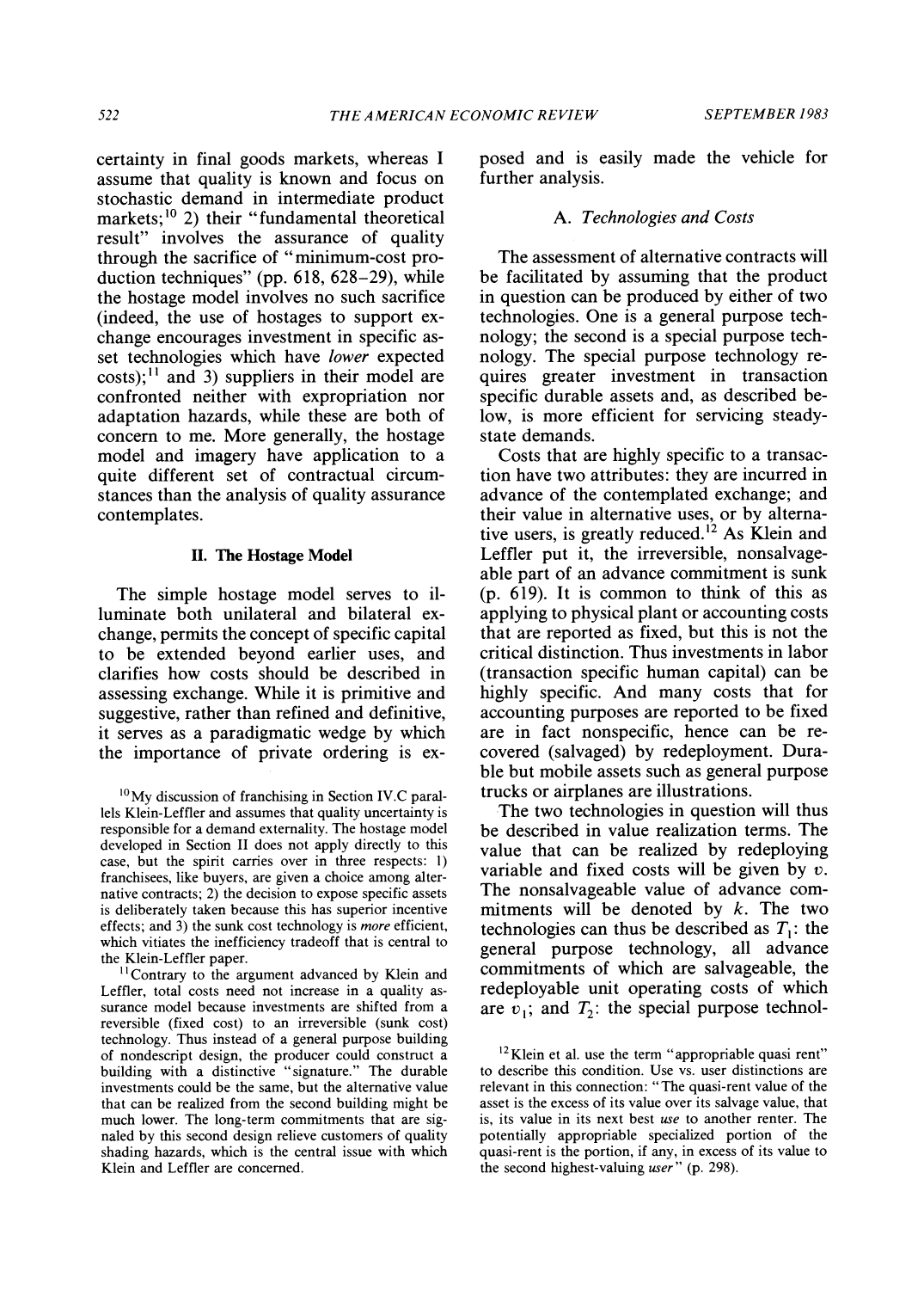certainty in final goods markets, whereas I assume that quality is known and focus on stochastic demand in intermediate product markets;[10] 2) their "fundamental theoretical result" involves the assurance of quality through the sacrifice of "minimum-cost production techniques" (pp. 618, 628–29), while the hostage model involves no such sacrifice (indeed, the use of hostages to support exchange encourages investment in specific asset technologies which have *lower* expected costs);[11] and 3) suppliers in their model are confronted neither with expropriation nor adaptation hazards, while these are both of concern to me. More generally, the hostage model and imagery have application to a quite different set of contractual circumstances than the analysis of quality assurance contemplates.

## II. The Hostage Model

The simple hostage model serves to illuminate both unilateral and bilateral exchange, permits the concept of specific capital to be extended beyond earlier uses, and clarifies how costs should be described in assessing exchange. While it is primitive and suggestive, rather than refined and definitive, it serves as a paradigmatic wedge by which the importance of private ordering is exposed and is easily made the vehicle for further analysis.

### A. Technologies and Costs

The assessment of alternative contracts will be facilitated by assuming that the product in question can be produced by either of two technologies. One is a general purpose technology; the second is a special purpose technology. The special purpose technology requires greater investment in transaction specific durable assets and, as described below, is more efficient for servicing steady-state demands.

Costs that are highly specific to a transaction have two attributes: they are incurred in advance of the contemplated exchange; and their value in alternative uses, or by alternative users, is greatly reduced.[12] As Klein and Leffler put it, the irreversible, nonsalvageable part of an advance commitment is sunk (p. 619). It is common to think of this as applying to physical plant or accounting costs that are reported as fixed, but this is not the critical distinction. Thus investments in labor (transaction specific human capital) can be highly specific. And many costs that for accounting purposes are reported to be fixed are in fact nonspecific, hence can be recovered (salvaged) by redeployment. Durable but mobile assets such as general purpose trucks or airplanes are illustrations.

The two technologies in question will thus be described in value realization terms. The value that can be realized by redeploying variable and fixed costs will be given by $v$. The nonsalvageable value of advance commitments will be denoted by $k$. The two technologies can thus be described as $T_1$: the general purpose technology, all advance commitments of which are salvageable, the redeployable unit operating costs of which are $v_1$; and $T_2$: the special purpose technol-

[10] My discussion of franchising in Section IV.C parallels Klein-Leffler and assumes that quality uncertainty is responsible for a demand externality. The hostage model developed in Section II does not apply directly to this case, but the spirit carries over in three respects: 1) franchisees, like buyers, are given a choice among alternative contracts; 2) the decision to expose specific assets is deliberately taken because this has superior incentive effects; and 3) the sunk cost technology is *more* efficient, which vitiates the inefficiency tradeoff that is central to the Klein-Leffler paper.

[11] Contrary to the argument advanced by Klein and Leffler, total costs need not increase in a quality assurance model because investments are shifted from a reversible (fixed cost) to an irreversible (sunk cost) technology. Thus instead of a general purpose building of nondescript design, the producer could construct a building with a distinctive "signature." The durable investments could be the same, but the alternative value that can be realized from the second building might be much lower. The long-term commitments that are signaled by this second design relieve customers of quality shading hazards, which is the central issue with which Klein and Leffler are concerned.

[12] Klein et al. use the term "appropriable quasi rent" to describe this condition. Use vs. user distinctions are relevant in this connection: "The quasi-rent value of the asset is the excess of its value over its salvage value, that is, its value in its next best *use* to another renter. The potentially appropriable specialized portion of the quasi-rent is the portion, if any, in excess of its value to the second highest-valuing *user*" (p. 298).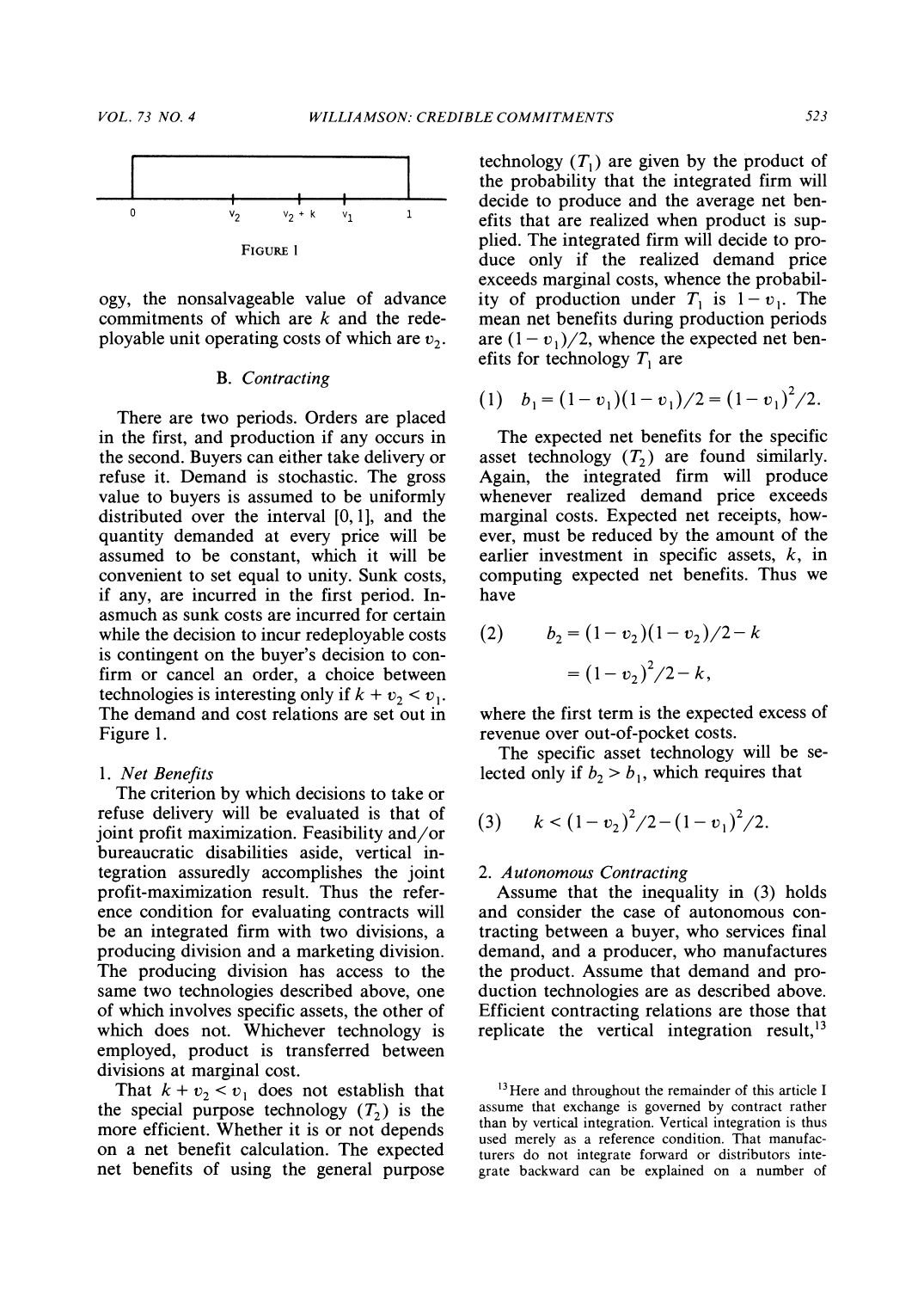FIGURE 1

ogy, the nonsalvageable value of advance commitments of which are $k$ and the redeployable unit operating costs of which are $v_2$.

### B. Contracting

There are two periods. Orders are placed in the first, and production if any occurs in the second. Buyers can either take delivery or refuse it. Demand is stochastic. The gross value to buyers is assumed to be uniformly distributed over the interval $[0, 1]$, and the quantity demanded at every price will be assumed to be constant, which it will be convenient to set equal to unity. Sunk costs, if any, are incurred in the first period. Inasmuch as sunk costs are incurred for certain while the decision to incur redeployable costs is contingent on the buyer's decision to confirm or cancel an order, a choice between technologies is interesting only if $k + v_2 < v_1$. The demand and cost relations are set out in Figure 1.

#### 1. *Net Benefits*

The criterion by which decisions to take or refuse delivery will be evaluated is that of joint profit maximization. Feasibility and/or bureaucratic disabilities aside, vertical integration assuredly accomplishes the joint profit-maximization result. Thus the reference condition for evaluating contracts will be an integrated firm with two divisions, a producing division and a marketing division. The producing division has access to the same two technologies described above, one of which involves specific assets, the other of which does not. Whichever technology is employed, product is transferred between divisions at marginal cost.

That $k + v_2 < v_1$ does not establish that the special purpose technology ($T_2$) is the more efficient. Whether it is or not depends on a net benefit calculation. The expected net benefits of using the general purpose technology ($T_1$) are given by the product of the probability that the integrated firm will decide to produce and the average net benefits that are realized when product is supplied. The integrated firm will decide to produce only if the realized demand price exceeds marginal costs, whence the probability of production under $T_1$ is $1 - v_1$. The mean net benefits during production periods are $(1 - v_1)/2$, whence the expected net benefits for technology $T_1$ are

$$(1) \quad b_1 = (1 - v_1)(1 - v_1)/2 = (1 - v_1)^2/2.$$

The expected net benefits for the specific asset technology ($T_2$) are found similarly. Again, the integrated firm will produce whenever realized demand price exceeds marginal costs. Expected net receipts, however, must be reduced by the amount of the earlier investment in specific assets, $k$, in computing expected net benefits. Thus we have

$$(2) \quad b_2 = (1 - v_2)(1 - v_2)/2 - k = (1 - v_2)^2/2 - k,$$

where the first term is the expected excess of revenue over out-of-pocket costs.

The specific asset technology will be selected only if $b_2 > b_1$, which requires that

$$(3) \quad k < (1 - v_2)^2/2 - (1 - v_1)^2/2.$$

#### 2. *Autonomous Contracting*

Assume that the inequality in (3) holds and consider the case of autonomous contracting between a buyer, who services final demand, and a producer, who manufactures the product. Assume that demand and production technologies are as described above. Efficient contracting relations are those that replicate the vertical integration result,[13]

[13] Here and throughout the remainder of this article I assume that exchange is governed by contract rather than by vertical integration. Vertical integration is thus used merely as a reference condition. That manufacturers do not integrate forward or distributors integrate backward can be explained on a number of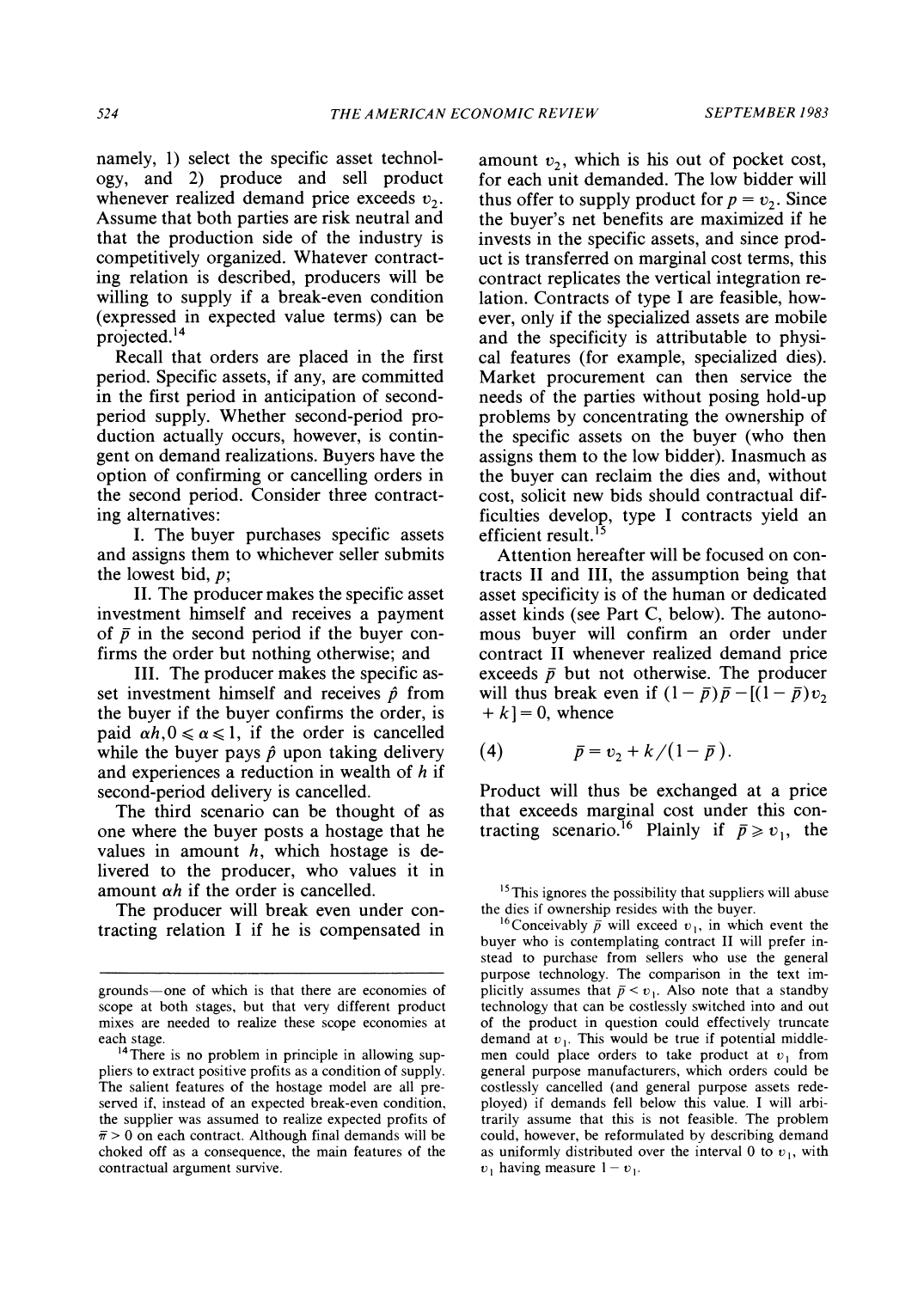namely, 1) select the specific asset technology, and 2) produce and sell product whenever realized demand price exceeds $v_2$. Assume that both parties are risk neutral and that the production side of the industry is competitively organized. Whatever contracting relation is described, producers will be willing to supply if a break-even condition (expressed in expected value terms) can be projected.[14]

Recall that orders are placed in the first period. Specific assets, if any, are committed in the first period in anticipation of second-period supply. Whether second-period production actually occurs, however, is contingent on demand realizations. Buyers have the option of confirming or cancelling orders in the second period. Consider three contracting alternatives:

I. The buyer purchases specific assets and assigns them to whichever seller submits the lowest bid, $p$;

II. The producer makes the specific asset investment himself and receives a payment of $\bar{p}$ in the second period if the buyer confirms the order but nothing otherwise; and

III. The producer makes the specific asset investment himself and receives $\hat{p}$ from the buyer if the buyer confirms the order, is paid $\alpha h, 0 \leqslant \alpha \leqslant 1$, if the order is cancelled while the buyer pays $\hat{p}$ upon taking delivery and experiences a reduction in wealth of $h$ if second-period delivery is cancelled.

The third scenario can be thought of as one where the buyer posts a hostage that he values in amount $h$, which hostage is delivered to the producer, who values it in amount $\alpha h$ if the order is cancelled.

The producer will break even under contracting relation I if he is compensated in amount $v_2$, which is his out of pocket cost, for each unit demanded. The low bidder will thus offer to supply product for $p = v_2$. Since the buyer's net benefits are maximized if he invests in the specific assets, and since product is transferred on marginal cost terms, this contract replicates the vertical integration relation. Contracts of type I are feasible, however, only if the specialized assets are mobile and the specificity is attributable to physical features (for example, specialized dies). Market procurement can then service the needs of the parties without posing hold-up problems by concentrating the ownership of the specific assets on the buyer (who then assigns them to the low bidder). Inasmuch as the buyer can reclaim the dies and, without cost, solicit new bids should contractual difficulties develop, type I contracts yield an efficient result.[15]

Attention hereafter will be focused on contracts II and III, the assumption being that asset specificity is of the human or dedicated asset kinds (see Part C, below). The autonomous buyer will confirm an order under contract II whenever realized demand price exceeds $\bar{p}$ but not otherwise. The producer will thus break even if $(1-\bar{p})\bar{p} - [(1-\bar{p})v_2 + k] = 0$, whence

$$\bar{p} = v_2 + k/(1-\bar{p}). \tag{4}$$

Product will thus be exchanged at a price that exceeds marginal cost under this contracting scenario.[16] Plainly if $\bar{p} \geqslant v_1$, the

---

grounds—one of which is that there are economies of scope at both stages, but that very different product mixes are needed to realize these scope economies at each stage.

[14] There is no problem in principle in allowing suppliers to extract positive profits as a condition of supply. The salient features of the hostage model are all preserved if, instead of an expected break-even condition, the supplier was assumed to realize expected profits of $\bar{\pi} > 0$ on each contract. Although final demands will be choked off as a consequence, the main features of the contractual argument survive.

[15] This ignores the possibility that suppliers will abuse the dies if ownership resides with the buyer.

[16] Conceivably $\bar{p}$ will exceed $v_1$, in which event the buyer who is contemplating contract II will prefer instead to purchase from sellers who use the general purpose technology. The comparison in the text implicitly assumes that $\bar{p} < v_1$. Also note that a standby technology that can be costlessly switched into and out of the product in question could effectively truncate demand at $v_1$. This would be true if potential middlemen could place orders to take product at $v_1$ from general purpose manufacturers, which orders could be costlessly cancelled (and general purpose assets redeployed) if demands fell below this value. I will arbitrarily assume that this is not feasible. The problem could, however, be reformulated by describing demand as uniformly distributed over the interval 0 to $v_1$, with $v_1$ having measure $1 - v_1$.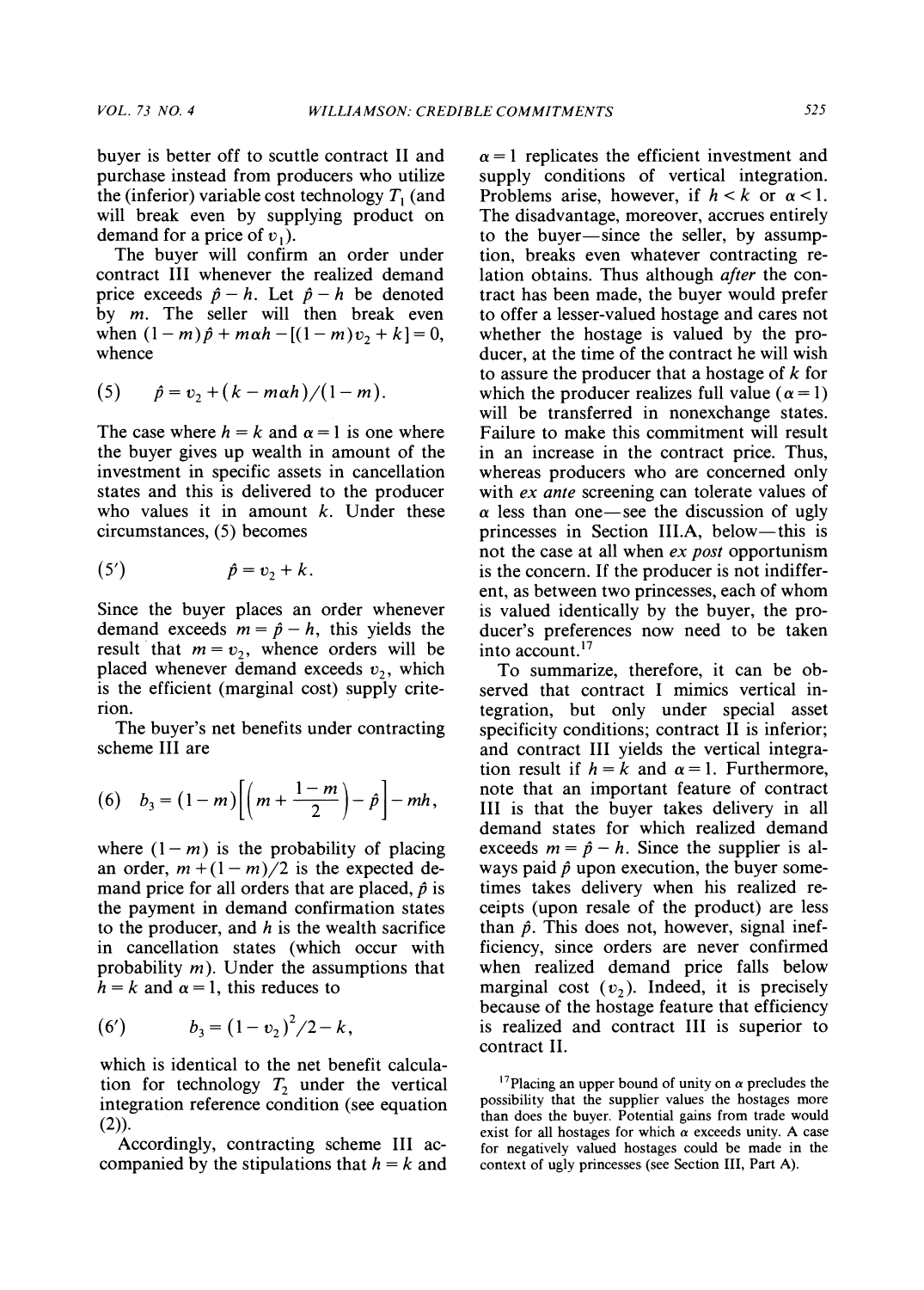buyer is better off to scuttle contract II and purchase instead from producers who utilize the (inferior) variable cost technology $T_1$ (and will break even by supplying product on demand for a price of $v_1$).

The buyer will confirm an order under contract III whenever the realized demand price exceeds $\hat{p} - h$. Let $\hat{p} - h$ be denoted by $m$. The seller will then break even when $(1-m)\hat{p} + m\alpha h - [(1-m)v_2 + k] = 0$, whence

$$(5) \qquad \hat{p} = v_2 + (k - m\alpha h)/(1-m).$$

The case where $h = k$ and $\alpha = 1$ is one where the buyer gives up wealth in amount of the investment in specific assets in cancellation states and this is delivered to the producer who values it in amount $k$. Under these circumstances, (5) becomes

$$(5') \qquad \hat{p} = v_2 + k.$$

Since the buyer places an order whenever demand exceeds $m = \hat{p} - h$, this yields the result that $m = v_2$, whence orders will be placed whenever demand exceeds $v_2$, which is the efficient (marginal cost) supply criterion.

The buyer's net benefits under contracting scheme III are

$$(6) \qquad b_3 = (1-m)\left[\left(m + \frac{1-m}{2}\right) - \hat{p}\right] - mh,$$

where $(1-m)$ is the probability of placing an order, $m + (1-m)/2$ is the expected demand price for all orders that are placed, $\hat{p}$ is the payment in demand confirmation states to the producer, and $h$ is the wealth sacrifice in cancellation states (which occur with probability $m$). Under the assumptions that $h = k$ and $\alpha = 1$, this reduces to

$$(6') \qquad b_3 = (1-v_2)^2/2 - k,$$

which is identical to the net benefit calculation for technology $T_2$ under the vertical integration reference condition (see equation (2)).

Accordingly, contracting scheme III accompanied by the stipulations that $h = k$ and $\alpha = 1$ replicates the efficient investment and supply conditions of vertical integration. Problems arise, however, if $h < k$ or $\alpha < 1$. The disadvantage, moreover, accrues entirely to the buyer—since the seller, by assumption, breaks even whatever contracting relation obtains. Thus although *after* the contract has been made, the buyer would prefer to offer a lesser-valued hostage and cares not whether the hostage is valued by the producer, at the time of the contract he will wish to assure the producer that a hostage of $k$ for which the producer realizes full value ($\alpha = 1$) will be transferred in nonexchange states. Failure to make this commitment will result in an increase in the contract price. Thus, whereas producers who are concerned only with *ex ante* screening can tolerate values of $\alpha$ less than one—see the discussion of ugly princesses in Section III.A, below—this is not the case at all when *ex post* opportunism is the concern. If the producer is not indifferent, as between two princesses, each of whom is valued identically by the buyer, the producer's preferences now need to be taken into account.[17]

To summarize, therefore, it can be observed that contract I mimics vertical integration, but only under special asset specificity conditions; contract II is inferior; and contract III yields the vertical integration result if $h = k$ and $\alpha = 1$. Furthermore, note that an important feature of contract III is that the buyer takes delivery in all demand states for which realized demand exceeds $m = \hat{p} - h$. Since the supplier is always paid $\hat{p}$ upon execution, the buyer sometimes takes delivery when his realized receipts (upon resale of the product) are less than $\hat{p}$. This does not, however, signal inefficiency, since orders are never confirmed when realized demand price falls below marginal cost ($v_2$). Indeed, it is precisely because of the hostage feature that efficiency is realized and contract III is superior to contract II.

[17]Placing an upper bound of unity on $\alpha$ precludes the possibility that the supplier values the hostages more than does the buyer. Potential gains from trade would exist for all hostages for which $\alpha$ exceeds unity. A case for negatively valued hostages could be made in the context of ugly princesses (see Section III, Part A).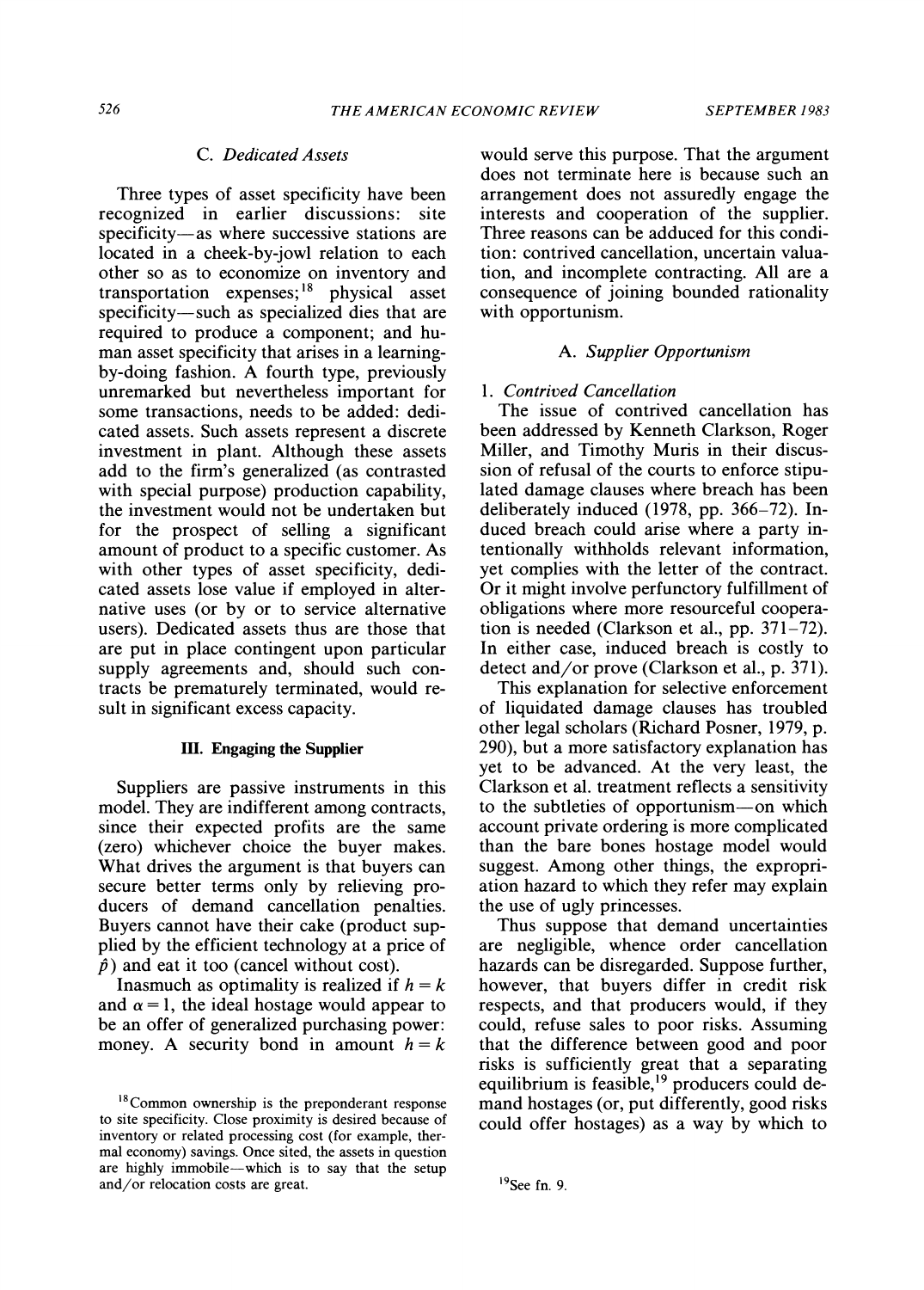### C. *Dedicated Assets*

Three types of asset specificity have been recognized in earlier discussions: site specificity—as where successive stations are located in a cheek-by-jowl relation to each other so as to economize on inventory and transportation expenses;[18] physical asset specificity—such as specialized dies that are required to produce a component; and human asset specificity that arises in a learning-by-doing fashion. A fourth type, previously unremarked but nevertheless important for some transactions, needs to be added: dedicated assets. Such assets represent a discrete investment in plant. Although these assets add to the firm's generalized (as contrasted with special purpose) production capability, the investment would not be undertaken but for the prospect of selling a significant amount of product to a specific customer. As with other types of asset specificity, dedicated assets lose value if employed in alternative uses (or by or to service alternative users). Dedicated assets thus are those that are put in place contingent upon particular supply agreements and, should such contracts be prematurely terminated, would result in significant excess capacity.

## III. Engaging the Supplier

Suppliers are passive instruments in this model. They are indifferent among contracts, since their expected profits are the same (zero) whichever choice the buyer makes. What drives the argument is that buyers can secure better terms only by relieving producers of demand cancellation penalties. Buyers cannot have their cake (product supplied by the efficient technology at a price of $\hat{p}$) and eat it too (cancel without cost).

Inasmuch as optimality is realized if $h = k$ and $\alpha = 1$, the ideal hostage would appear to be an offer of generalized purchasing power: money. A security bond in amount $h = k$ would serve this purpose. That the argument does not terminate here is because such an arrangement does not assuredly engage the interests and cooperation of the supplier. Three reasons can be adduced for this condition: contrived cancellation, uncertain valuation, and incomplete contracting. All are a consequence of joining bounded rationality with opportunism.

### A. *Supplier Opportunism*

#### 1. *Contrived Cancellation*

The issue of contrived cancellation has been addressed by Kenneth Clarkson, Roger Miller, and Timothy Muris in their discussion of refusal of the courts to enforce stipulated damage clauses where breach has been deliberately induced (1978, pp. 366–72). Induced breach could arise where a party intentionally withholds relevant information, yet complies with the letter of the contract. Or it might involve perfunctory fulfillment of obligations where more resourceful cooperation is needed (Clarkson et al., pp. 371–72). In either case, induced breach is costly to detect and/or prove (Clarkson et al., p. 371).

This explanation for selective enforcement of liquidated damage clauses has troubled other legal scholars (Richard Posner, 1979, p. 290), but a more satisfactory explanation has yet to be advanced. At the very least, the Clarkson et al. treatment reflects a sensitivity to the subtleties of opportunism—on which account private ordering is more complicated than the bare bones hostage model would suggest. Among other things, the expropriation hazard to which they refer may explain the use of ugly princesses.

Thus suppose that demand uncertainties are negligible, whence order cancellation hazards can be disregarded. Suppose further, however, that buyers differ in credit risk respects, and that producers would, if they could, refuse sales to poor risks. Assuming that the difference between good and poor risks is sufficiently great that a separating equilibrium is feasible,[19] producers could demand hostages (or, put differently, good risks could offer hostages) as a way by which to

[18] Common ownership is the preponderant response to site specificity. Close proximity is desired because of inventory or related processing cost (for example, thermal economy) savings. Once sited, the assets in question are highly immobile—which is to say that the setup and/or relocation costs are great.

[19] See fn. 9.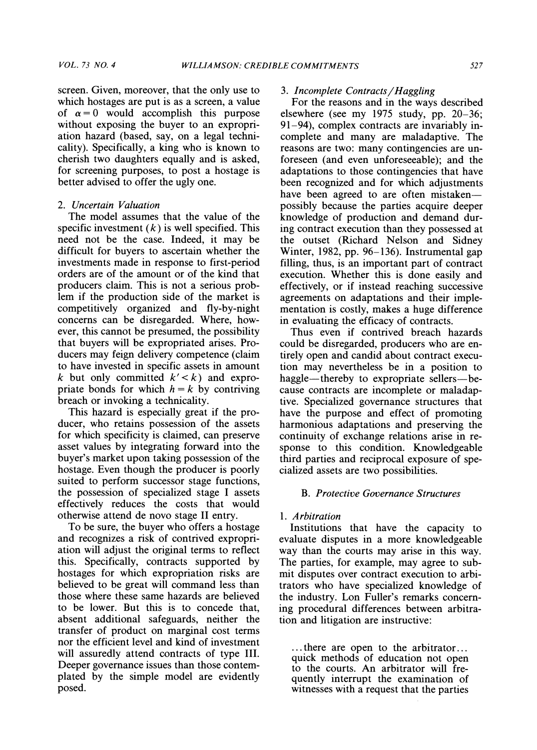screen. Given, moreover, that the only use to which hostages are put is as a screen, a value of $\alpha = 0$ would accomplish this purpose without exposing the buyer to an expropriation hazard (based, say, on a legal technicality). Specifically, a king who is known to cherish two daughters equally and is asked, for screening purposes, to post a hostage is better advised to offer the ugly one.

#### 2. *Uncertain Valuation*

The model assumes that the value of the specific investment ($k$) is well specified. This need not be the case. Indeed, it may be difficult for buyers to ascertain whether the investments made in response to first-period orders are of the amount or of the kind that producers claim. This is not a serious problem if the production side of the market is competitively organized and fly-by-night concerns can be disregarded. Where, however, this cannot be presumed, the possibility that buyers will be expropriated arises. Producers may feign delivery competence (claim to have invested in specific assets in amount $k$ but only committed $k' < k$) and expropriate bonds for which $h = k$ by contriving breach or invoking a technicality.

This hazard is especially great if the producer, who retains possession of the assets for which specificity is claimed, can preserve asset values by integrating forward into the buyer's market upon taking possession of the hostage. Even though the producer is poorly suited to perform successor stage functions, the possession of specialized stage I assets effectively reduces the costs that would otherwise attend de novo stage II entry.

To be sure, the buyer who offers a hostage and recognizes a risk of contrived expropriation will adjust the original terms to reflect this. Specifically, contracts supported by hostages for which expropriation risks are believed to be great will command less than those where these same hazards are believed to be lower. But this is to concede that, absent additional safeguards, neither the transfer of product on marginal cost terms nor the efficient level and kind of investment will assuredly attend contracts of type III. Deeper governance issues than those contemplated by the simple model are evidently posed.

#### 3. *Incomplete Contracts/Haggling*

For the reasons and in the ways described elsewhere (see my 1975 study, pp. 20–36; 91–94), complex contracts are invariably incomplete and many are maladaptive. The reasons are two: many contingencies are unforeseen (and even unforeseeable); and the adaptations to those contingencies that have been recognized and for which adjustments have been agreed to are often mistaken—possibly because the parties acquire deeper knowledge of production and demand during contract execution than they possessed at the outset (Richard Nelson and Sidney Winter, 1982, pp. 96–136). Instrumental gap filling, thus, is an important part of contract execution. Whether this is done easily and effectively, or if instead reaching successive agreements on adaptations and their implementation is costly, makes a huge difference in evaluating the efficacy of contracts.

Thus even if contrived breach hazards could be disregarded, producers who are entirely open and candid about contract execution may nevertheless be in a position to haggle—thereby to expropriate sellers—because contracts are incomplete or maladaptive. Specialized governance structures that have the purpose and effect of promoting harmonious adaptations and preserving the continuity of exchange relations arise in response to this condition. Knowledgeable third parties and reciprocal exposure of specialized assets are two possibilities.

### B. *Protective Governance Structures*

#### 1. *Arbitration*

Institutions that have the capacity to evaluate disputes in a more knowledgeable way than the courts may arise in this way. The parties, for example, may agree to submit disputes over contract execution to arbitrators who have specialized knowledge of the industry. Lon Fuller's remarks concerning procedural differences between arbitration and litigation are instructive:

> ...there are open to the arbitrator... quick methods of education not open to the courts. An arbitrator will frequently interrupt the examination of witnesses with a request that the parties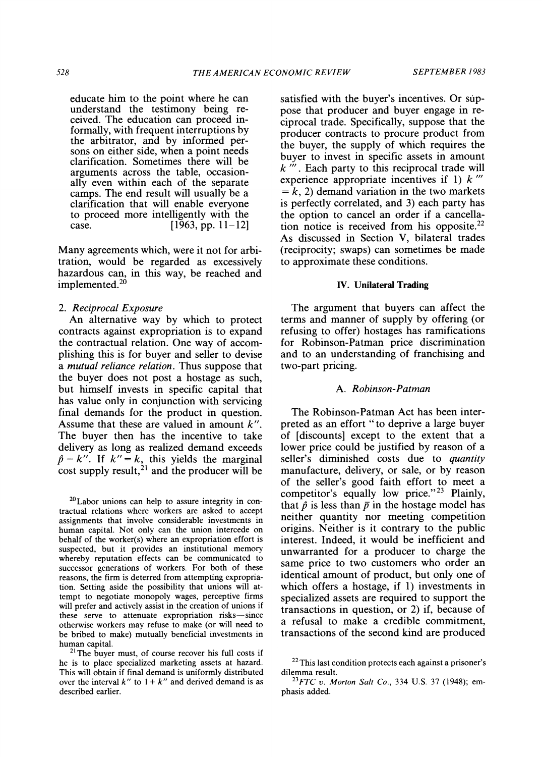educate him to the point where he can understand the testimony being received. The education can proceed informally, with frequent interruptions by the arbitrator, and by informed persons on either side, when a point needs clarification. Sometimes there will be arguments across the table, occasionally even within each of the separate camps. The end result will usually be a clarification that will enable everyone to proceed more intelligently with the case. [1963, pp. 11–12]

Many agreements which, were it not for arbitration, would be regarded as excessively hazardous can, in this way, be reached and implemented.[20]

### 2. *Reciprocal Exposure*

An alternative way by which to protect contracts against expropriation is to expand the contractual relation. One way of accomplishing this is for buyer and seller to devise a *mutual reliance relation*. Thus suppose that the buyer does not post a hostage as such, but himself invests in specific capital that has value only in conjunction with servicing final demands for the product in question. Assume that these are valued in amount $k''$. The buyer then has the incentive to take delivery as long as realized demand exceeds $\hat{p} - k''$. If $k'' = k$, this yields the marginal cost supply result,[21] and the producer will be satisfied with the buyer's incentives. Or suppose that producer and buyer engage in reciprocal trade. Specifically, suppose that the producer contracts to procure product from the buyer, the supply of which requires the buyer to invest in specific assets in amount $k'''$. Each party to this reciprocal trade will experience appropriate incentives if 1) $k''' = k$, 2) demand variation in the two markets is perfectly correlated, and 3) each party has the option to cancel an order if a cancellation notice is received from his opposite.[22] As discussed in Section V, bilateral trades (reciprocity; swaps) can sometimes be made to approximate these conditions.

## IV. Unilateral Trading

The argument that buyers can affect the terms and manner of supply by offering (or refusing to offer) hostages has ramifications for Robinson-Patman price discrimination and to an understanding of franchising and two-part pricing.

### A. Robinson-Patman

The Robinson-Patman Act has been interpreted as an effort "to deprive a large buyer of [discounts] except to the extent that a lower price could be justified by reason of a seller's diminished costs due to *quantity* manufacture, delivery, or sale, or by reason of the seller's good faith effort to meet a competitor's equally low price."[23] Plainly, that $\hat{p}$ is less than $\bar{p}$ in the hostage model has neither quantity nor meeting competition origins. Neither is it contrary to the public interest. Indeed, it would be inefficient and unwarranted for a producer to charge the same price to two customers who order an identical amount of product, but only one of which offers a hostage, if 1) investments in specialized assets are required to support the transactions in question, or 2) if, because of a refusal to make a credible commitment, transactions of the second kind are produced

---

[20] Labor unions can help to assure integrity in contractual relations where workers are asked to accept assignments that involve considerable investments in human capital. Not only can the union intercede on behalf of the worker(s) where an expropriation effort is suspected, but it provides an institutional memory whereby reputation effects can be communicated to successor generations of workers. For both of these reasons, the firm is deterred from attempting expropriation. Setting aside the possibility that unions will attempt to negotiate monopoly wages, perceptive firms will prefer and actively assist in the creation of unions if these serve to attenuate expropriation risks—since otherwise workers may refuse to make (or will need to be bribed to make) mutually beneficial investments in human capital.

[21] The buyer must, of course recover his full costs if he is to place specialized marketing assets at hazard. This will obtain if final demand is uniformly distributed over the interval $k''$ to $1 + k''$ and derived demand is as described earlier.

[22] This last condition protects each against a prisoner's dilemma result.

[23] *FTC v. Morton Salt Co.*, 334 U.S. 37 (1948); emphasis added.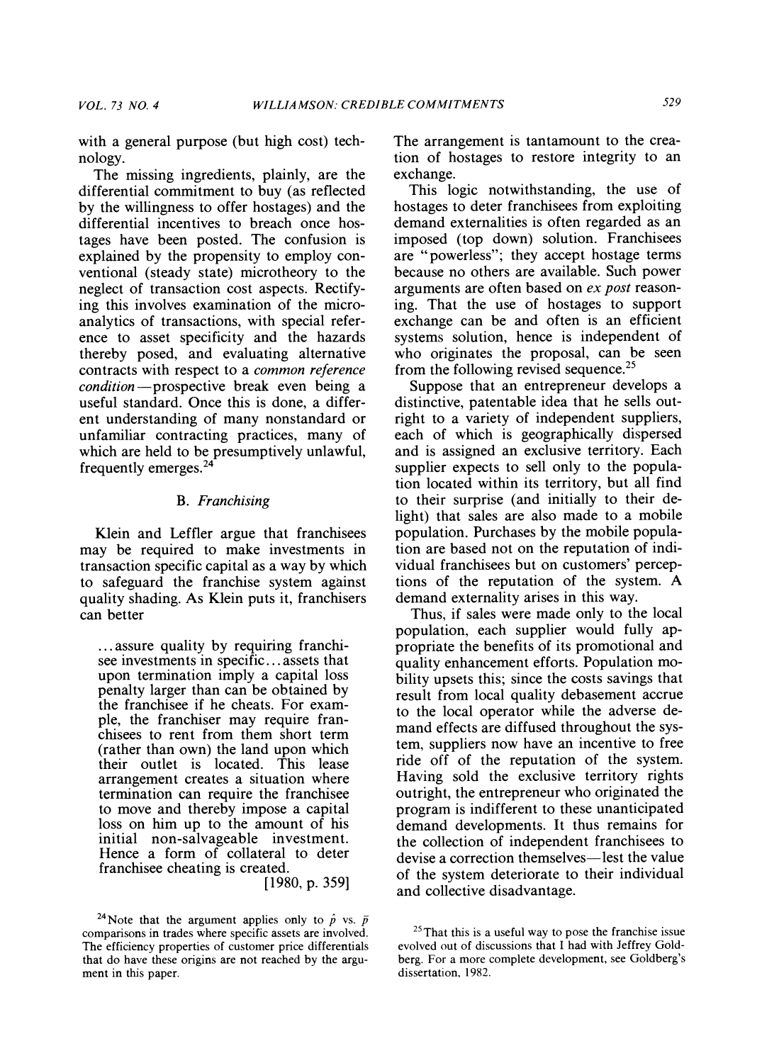with a general purpose (but high cost) technology.

The missing ingredients, plainly, are the differential commitment to buy (as reflected by the willingness to offer hostages) and the differential incentives to breach once hostages have been posted. The confusion is explained by the propensity to employ conventional (steady state) microtheory to the neglect of transaction cost aspects. Rectifying this involves examination of the microanalytics of transactions, with special reference to asset specificity and the hazards thereby posed, and evaluating alternative contracts with respect to a *common reference condition*—prospective break even being a useful standard. Once this is done, a different understanding of many nonstandard or unfamiliar contracting practices, many of which are held to be presumptively unlawful, frequently emerges.[24]

### B. *Franchising*

Klein and Leffler argue that franchisees may be required to make investments in transaction specific capital as a way by which to safeguard the franchise system against quality shading. As Klein puts it, franchisers can better

> ...assure quality by requiring franchisee investments in specific...assets that upon termination imply a capital loss penalty larger than can be obtained by the franchisee if he cheats. For example, the franchiser may require franchisees to rent from them short term (rather than own) the land upon which their outlet is located. This lease arrangement creates a situation where termination can require the franchisee to move and thereby impose a capital loss on him up to the amount of his initial non-salvageable investment. Hence a form of collateral to deter franchisee cheating is created.
>
> [1980, p. 359]

The arrangement is tantamount to the creation of hostages to restore integrity to an exchange.

This logic notwithstanding, the use of hostages to deter franchisees from exploiting demand externalities is often regarded as an imposed (top down) solution. Franchisees are "powerless"; they accept hostage terms because no others are available. Such power arguments are often based on *ex post* reasoning. That the use of hostages to support exchange can be and often is an efficient systems solution, hence is independent of who originates the proposal, can be seen from the following revised sequence.[25]

Suppose that an entrepreneur develops a distinctive, patentable idea that he sells outright to a variety of independent suppliers, each of which is geographically dispersed and is assigned an exclusive territory. Each supplier expects to sell only to the population located within its territory, but all find to their surprise (and initially to their delight) that sales are also made to a mobile population. Purchases by the mobile population are based not on the reputation of individual franchisees but on customers' perceptions of the reputation of the system. A demand externality arises in this way.

Thus, if sales were made only to the local population, each supplier would fully appropriate the benefits of its promotional and quality enhancement efforts. Population mobility upsets this; since the costs savings that result from local quality debasement accrue to the local operator while the adverse demand effects are diffused throughout the system, suppliers now have an incentive to free ride off of the reputation of the system. Having sold the exclusive territory rights outright, the entrepreneur who originated the program is indifferent to these unanticipated demand developments. It thus remains for the collection of independent franchisees to devise a correction themselves—lest the value of the system deteriorate to their individual and collective disadvantage.

---

[24]Note that the argument applies only to $\hat{p}$ vs. $\bar{p}$ comparisons in trades where specific assets are involved. The efficiency properties of customer price differentials that do have these origins are not reached by the argument in this paper.

[25]That this is a useful way to pose the franchise issue evolved out of discussions that I had with Jeffrey Goldberg. For a more complete development, see Goldberg's dissertation, 1982.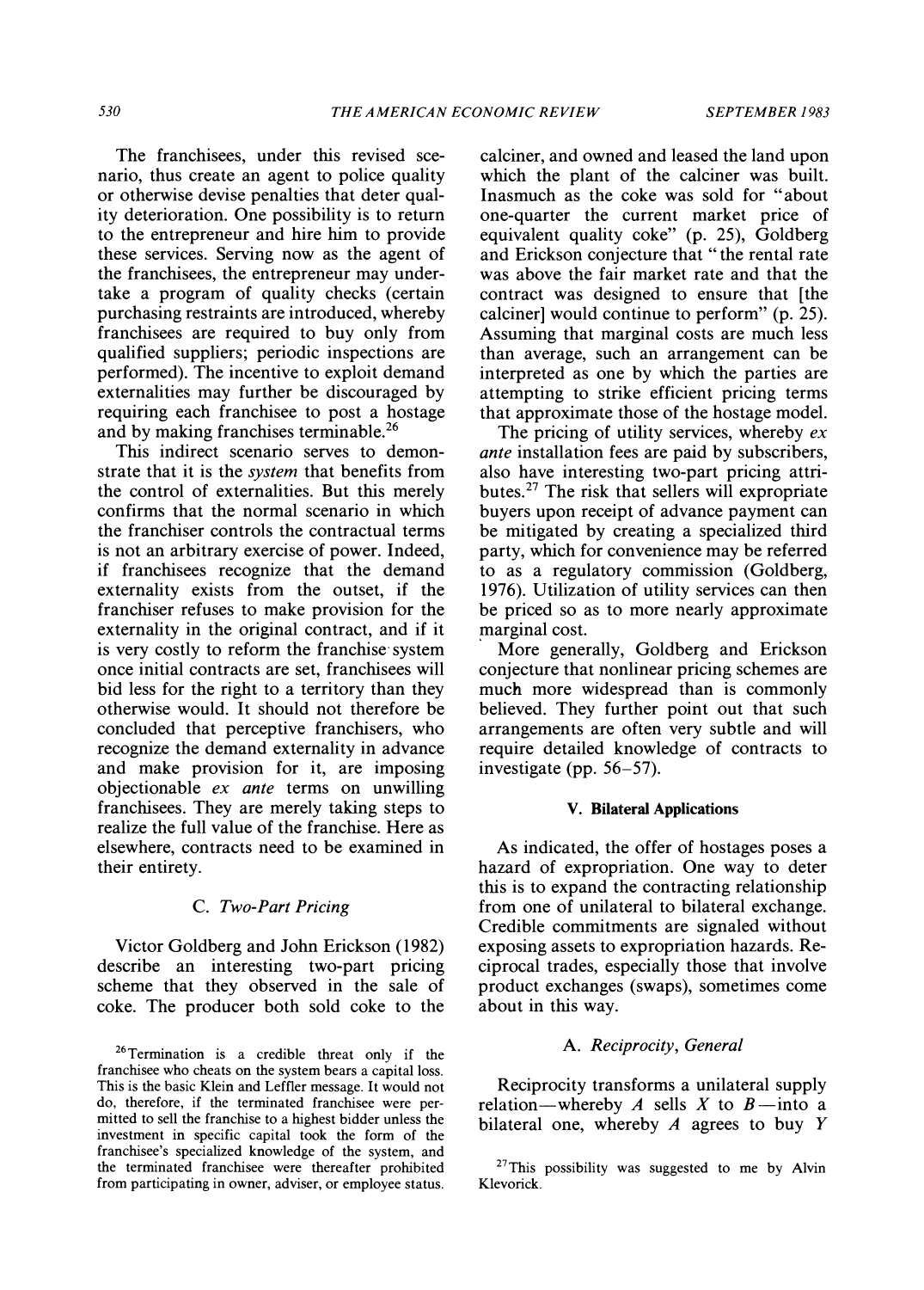The franchisees, under this revised scenario, thus create an agent to police quality or otherwise devise penalties that deter quality deterioration. One possibility is to return to the entrepreneur and hire him to provide these services. Serving now as the agent of the franchisees, the entrepreneur may undertake a program of quality checks (certain purchasing restraints are introduced, whereby franchisees are required to buy only from qualified suppliers; periodic inspections are performed). The incentive to exploit demand externalities may further be discouraged by requiring each franchisee to post a hostage and by making franchises terminable.[26]

This indirect scenario serves to demonstrate that it is the *system* that benefits from the control of externalities. But this merely confirms that the normal scenario in which the franchiser controls the contractual terms is not an arbitrary exercise of power. Indeed, if franchisees recognize that the demand externality exists from the outset, if the franchiser refuses to make provision for the externality in the original contract, and if it is very costly to reform the franchise system once initial contracts are set, franchisees will bid less for the right to a territory than they otherwise would. It should not therefore be concluded that perceptive franchisers, who recognize the demand externality in advance and make provision for it, are imposing objectionable *ex ante* terms on unwilling franchisees. They are merely taking steps to realize the full value of the franchise. Here as elsewhere, contracts need to be examined in their entirety.

### C. *Two-Part Pricing*

Victor Goldberg and John Erickson (1982) describe an interesting two-part pricing scheme that they observed in the sale of coke. The producer both sold coke to the calciner, and owned and leased the land upon which the plant of the calciner was built. Inasmuch as the coke was sold for "about one-quarter the current market price of equivalent quality coke" (p. 25), Goldberg and Erickson conjecture that "the rental rate was above the fair market rate and that the contract was designed to ensure that [the calciner] would continue to perform" (p. 25). Assuming that marginal costs are much less than average, such an arrangement can be interpreted as one by which the parties are attempting to strike efficient pricing terms that approximate those of the hostage model.

The pricing of utility services, whereby *ex ante* installation fees are paid by subscribers, also have interesting two-part pricing attributes.[27] The risk that sellers will expropriate buyers upon receipt of advance payment can be mitigated by creating a specialized third party, which for convenience may be referred to as a regulatory commission (Goldberg, 1976). Utilization of utility services can then be priced so as to more nearly approximate marginal cost.

More generally, Goldberg and Erickson conjecture that nonlinear pricing schemes are much more widespread than is commonly believed. They further point out that such arrangements are often very subtle and will require detailed knowledge of contracts to investigate (pp. 56–57).

## V. Bilateral Applications

As indicated, the offer of hostages poses a hazard of expropriation. One way to deter this is to expand the contracting relationship from one of unilateral to bilateral exchange. Credible commitments are signaled without exposing assets to expropriation hazards. Reciprocal trades, especially those that involve product exchanges (swaps), sometimes come about in this way.

### A. *Reciprocity, General*

Reciprocity transforms a unilateral supply relation—whereby $A$ sells $X$ to $B$—into a bilateral one, whereby $A$ agrees to buy $Y$

[26] Termination is a credible threat only if the franchisee who cheats on the system bears a capital loss. This is the basic Klein and Leffler message. It would not do, therefore, if the terminated franchisee were permitted to sell the franchise to a highest bidder unless the investment in specific capital took the form of the franchisee's specialized knowledge of the system, and the terminated franchisee were thereafter prohibited from participating in owner, adviser, or employee status.

[27] This possibility was suggested to me by Alvin Klevorick.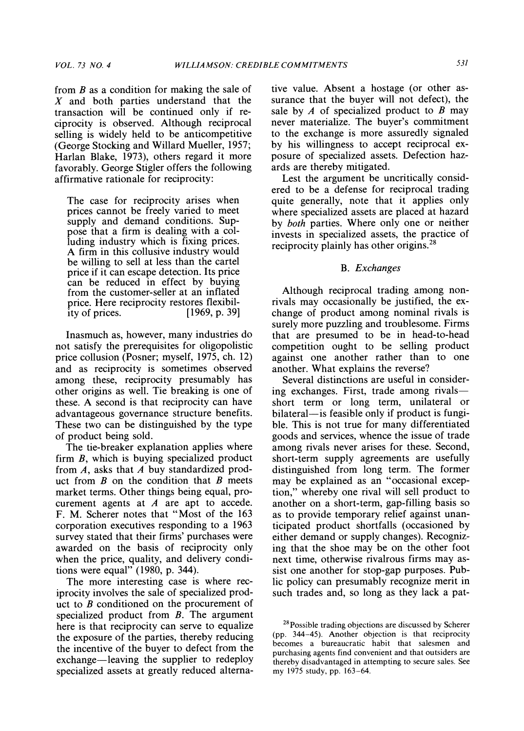from $B$ as a condition for making the sale of $X$ and both parties understand that the transaction will be continued only if reciprocity is observed. Although reciprocal selling is widely held to be anticompetitive (George Stocking and Willard Mueller, 1957; Harlan Blake, 1973), others regard it more favorably. George Stigler offers the following affirmative rationale for reciprocity:

> The case for reciprocity arises when prices cannot be freely varied to meet supply and demand conditions. Suppose that a firm is dealing with a colluding industry which is fixing prices. A firm in this collusive industry would be willing to sell at less than the cartel price if it can escape detection. Its price can be reduced in effect by buying from the customer-seller at an inflated price. Here reciprocity restores flexibility of prices. [1969, p. 39]

Inasmuch as, however, many industries do not satisfy the prerequisites for oligopolistic price collusion (Posner; myself, 1975, ch. 12) and as reciprocity is sometimes observed among these, reciprocity presumably has other origins as well. Tie breaking is one of these. A second is that reciprocity can have advantageous governance structure benefits. These two can be distinguished by the type of product being sold.

The tie-breaker explanation applies where firm $B$, which is buying specialized product from $A$, asks that $A$ buy standardized product from $B$ on the condition that $B$ meets market terms. Other things being equal, procurement agents at $A$ are apt to accede. F. M. Scherer notes that "Most of the 163 corporation executives responding to a 1963 survey stated that their firms' purchases were awarded on the basis of reciprocity only when the price, quality, and delivery conditions were equal" (1980, p. 344).

The more interesting case is where reciprocity involves the sale of specialized product to $B$ conditioned on the procurement of specialized product from $B$. The argument here is that reciprocity can serve to equalize the exposure of the parties, thereby reducing the incentive of the buyer to defect from the exchange—leaving the supplier to redeploy specialized assets at greatly reduced alternative value. Absent a hostage (or other assurance that the buyer will not defect), the sale by $A$ of specialized product to $B$ may never materialize. The buyer's commitment to the exchange is more assuredly signaled by his willingness to accept reciprocal exposure of specialized assets. Defection hazards are thereby mitigated.

Lest the argument be uncritically considered to be a defense for reciprocal trading quite generally, note that it applies only where specialized assets are placed at hazard by *both* parties. Where only one or neither invests in specialized assets, the practice of reciprocity plainly has other origins.[28]

### B. *Exchanges*

Although reciprocal trading among nonrivals may occasionally be justified, the exchange of product among nominal rivals is surely more puzzling and troublesome. Firms that are presumed to be in head-to-head competition ought to be selling product against one another rather than to one another. What explains the reverse?

Several distinctions are useful in considering exchanges. First, trade among rivals—short term or long term, unilateral or bilateral—is feasible only if product is fungible. This is not true for many differentiated goods and services, whence the issue of trade among rivals never arises for these. Second, short-term supply agreements are usefully distinguished from long term. The former may be explained as an "occasional exception," whereby one rival will sell product to another on a short-term, gap-filling basis so as to provide temporary relief against unanticipated product shortfalls (occasioned by either demand or supply changes). Recognizing that the shoe may be on the other foot next time, otherwise rivalrous firms may assist one another for stop-gap purposes. Public policy can presumably recognize merit in such trades and, so long as they lack a pat-

[28] Possible trading objections are discussed by Scherer (pp. 344–45). Another objection is that reciprocity becomes a bureaucratic habit that salesmen and purchasing agents find convenient and that outsiders are thereby disadvantaged in attempting to secure sales. See my 1975 study, pp. 163–64.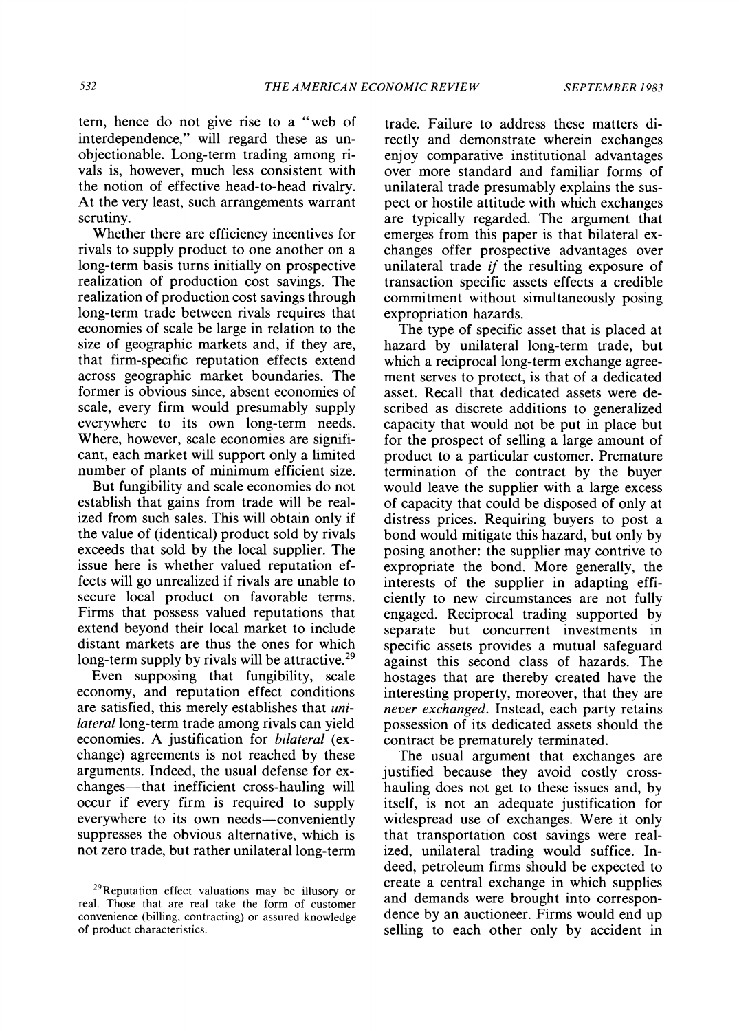tern, hence do not give rise to a "web of interdependence," will regard these as unobjectionable. Long-term trading among rivals is, however, much less consistent with the notion of effective head-to-head rivalry. At the very least, such arrangements warrant scrutiny.

Whether there are efficiency incentives for rivals to supply product to one another on a long-term basis turns initially on prospective realization of production cost savings. The realization of production cost savings through long-term trade between rivals requires that economies of scale be large in relation to the size of geographic markets and, if they are, that firm-specific reputation effects extend across geographic market boundaries. The former is obvious since, absent economies of scale, every firm would presumably supply everywhere to its own long-term needs. Where, however, scale economies are significant, each market will support only a limited number of plants of minimum efficient size.

But fungibility and scale economies do not establish that gains from trade will be realized from such sales. This will obtain only if the value of (identical) product sold by rivals exceeds that sold by the local supplier. The issue here is whether valued reputation effects will go unrealized if rivals are unable to secure local product on favorable terms. Firms that possess valued reputations that extend beyond their local market to include distant markets are thus the ones for which long-term supply by rivals will be attractive.[29]

Even supposing that fungibility, scale economy, and reputation effect conditions are satisfied, this merely establishes that *unilateral* long-term trade among rivals can yield economies. A justification for *bilateral* (exchange) agreements is not reached by these arguments. Indeed, the usual defense for exchanges—that inefficient cross-hauling will occur if every firm is required to supply everywhere to its own needs—conveniently suppresses the obvious alternative, which is not zero trade, but rather unilateral long-term trade. Failure to address these matters directly and demonstrate wherein exchanges enjoy comparative institutional advantages over more standard and familiar forms of unilateral trade presumably explains the suspect or hostile attitude with which exchanges are typically regarded. The argument that emerges from this paper is that bilateral exchanges offer prospective advantages over unilateral trade *if* the resulting exposure of transaction specific assets effects a credible commitment without simultaneously posing expropriation hazards.

The type of specific asset that is placed at hazard by unilateral long-term trade, but which a reciprocal long-term exchange agreement serves to protect, is that of a dedicated asset. Recall that dedicated assets were described as discrete additions to generalized capacity that would not be put in place but for the prospect of selling a large amount of product to a particular customer. Premature termination of the contract by the buyer would leave the supplier with a large excess of capacity that could be disposed of only at distress prices. Requiring buyers to post a bond would mitigate this hazard, but only by posing another: the supplier may contrive to expropriate the bond. More generally, the interests of the supplier in adapting efficiently to new circumstances are not fully engaged. Reciprocal trading supported by separate but concurrent investments in specific assets provides a mutual safeguard against this second class of hazards. The hostages that are thereby created have the interesting property, moreover, that they are *never exchanged*. Instead, each party retains possession of its dedicated assets should the contract be prematurely terminated.

The usual argument that exchanges are justified because they avoid costly cross-hauling does not get to these issues and, by itself, is not an adequate justification for widespread use of exchanges. Were it only that transportation cost savings were realized, unilateral trading would suffice. Indeed, petroleum firms should be expected to create a central exchange in which supplies and demands were brought into correspondence by an auctioneer. Firms would end up selling to each other only by accident in

[29]Reputation effect valuations may be illusory or real. Those that are real take the form of customer convenience (billing, contracting) or assured knowledge of product characteristics.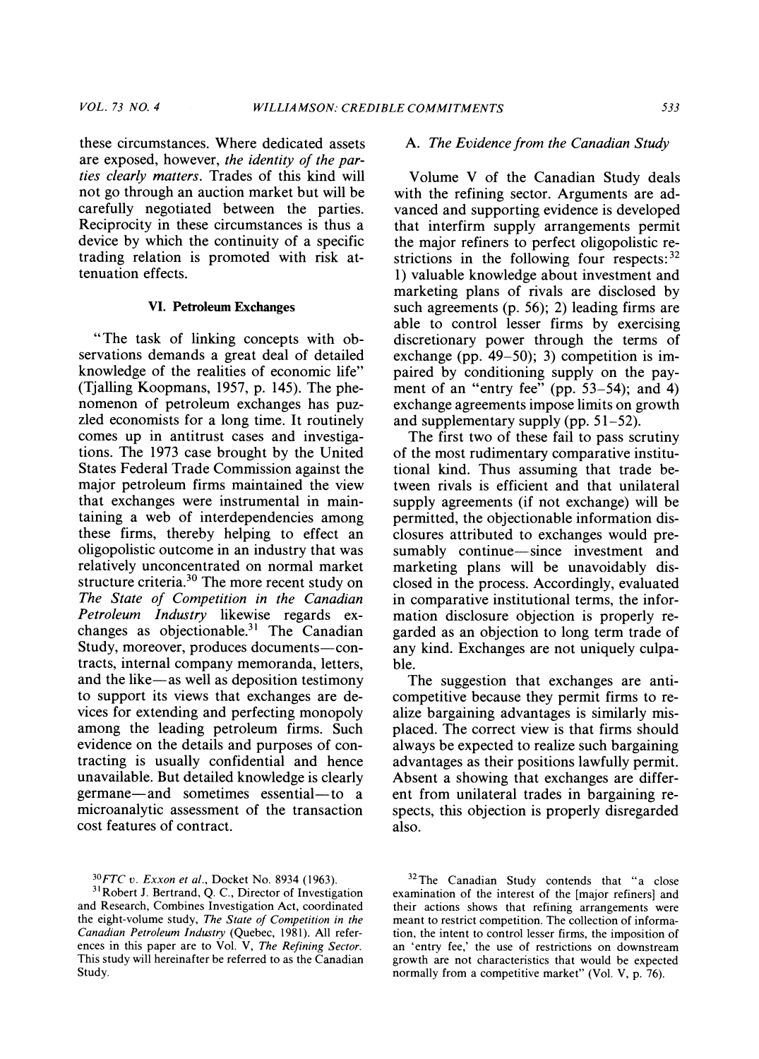these circumstances. Where dedicated assets are exposed, however, *the identity of the parties clearly matters*. Trades of this kind will not go through an auction market but will be carefully negotiated between the parties. Reciprocity in these circumstances is thus a device by which the continuity of a specific trading relation is promoted with risk attenuation effects.

## VI. Petroleum Exchanges

"The task of linking concepts with observations demands a great deal of detailed knowledge of the realities of economic life" (Tjalling Koopmans, 1957, p. 145). The phenomenon of petroleum exchanges has puzzled economists for a long time. It routinely comes up in antitrust cases and investigations. The 1973 case brought by the United States Federal Trade Commission against the major petroleum firms maintained the view that exchanges were instrumental in maintaining a web of interdependencies among these firms, thereby helping to effect an oligopolistic outcome in an industry that was relatively unconcentrated on normal market structure criteria.[30] The more recent study on *The State of Competition in the Canadian Petroleum Industry* likewise regards exchanges as objectionable.[31] The Canadian Study, moreover, produces documents—contracts, internal company memoranda, letters, and the like—as well as deposition testimony to support its views that exchanges are devices for extending and perfecting monopoly among the leading petroleum firms. Such evidence on the details and purposes of contracting is usually confidential and hence unavailable. But detailed knowledge is clearly germane—and sometimes essential—to a microanalytic assessment of the transaction cost features of contract.

### A. The Evidence from the Canadian Study

Volume V of the Canadian Study deals with the refining sector. Arguments are advanced and supporting evidence is developed that interfirm supply arrangements permit the major refiners to perfect oligopolistic restrictions in the following four respects:[32] 1) valuable knowledge about investment and marketing plans of rivals are disclosed by such agreements (p. 56); 2) leading firms are able to control lesser firms by exercising discretionary power through the terms of exchange (pp. 49–50); 3) competition is impaired by conditioning supply on the payment of an "entry fee" (pp. 53–54); and 4) exchange agreements impose limits on growth and supplementary supply (pp. 51–52).

The first two of these fail to pass scrutiny of the most rudimentary comparative institutional kind. Thus assuming that trade between rivals is efficient and that unilateral supply agreements (if not exchange) will be permitted, the objectionable information disclosures attributed to exchanges would presumably continue—since investment and marketing plans will be unavoidably disclosed in the process. Accordingly, evaluated in comparative institutional terms, the information disclosure objection is properly regarded as an objection to long term trade of any kind. Exchanges are not uniquely culpable.

The suggestion that exchanges are anticompetitive because they permit firms to realize bargaining advantages is similarly misplaced. The correct view is that firms should always be expected to realize such bargaining advantages as their positions lawfully permit. Absent a showing that exchanges are different from unilateral trades in bargaining respects, this objection is properly disregarded also.

[30] *FTC v. Exxon et al.*, Docket No. 8934 (1963).

[31] Robert J. Bertrand, Q. C., Director of Investigation and Research, Combines Investigation Act, coordinated the eight-volume study, *The State of Competition in the Canadian Petroleum Industry* (Quebec, 1981). All references in this paper are to Vol. V, *The Refining Sector*. This study will hereinafter be referred to as the Canadian Study.

[32] The Canadian Study contends that "a close examination of the interest of the [major refiners] and their actions shows that refining arrangements were meant to restrict competition. The collection of information, the intent to control lesser firms, the imposition of an 'entry fee,' the use of restrictions on downstream growth are not characteristics that would be expected normally from a competitive market" (Vol. V, p. 76).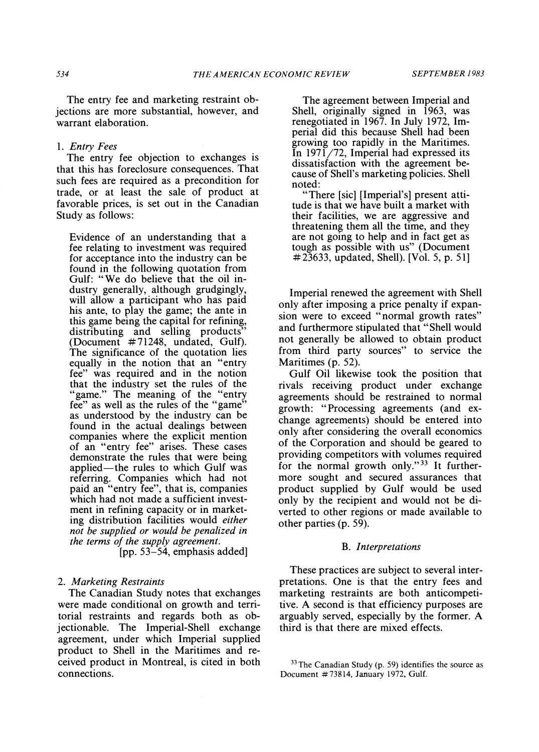The entry fee and marketing restraint objections are more substantial, however, and warrant elaboration.

### 1. *Entry Fees*

The entry fee objection to exchanges is that this has foreclosure consequences. That such fees are required as a precondition for trade, or at least the sale of product at favorable prices, is set out in the Canadian Study as follows:

> Evidence of an understanding that a fee relating to investment was required for acceptance into the industry can be found in the following quotation from Gulf: "We do believe that the oil industry generally, although grudgingly, will allow a participant who has paid his ante, to play the game; the ante in this game being the capital for refining, distributing and selling products" (Document #71248, undated, Gulf). The significance of the quotation lies equally in the notion that an "entry fee" was required and in the notion that the industry set the rules of the "game." The meaning of the "entry fee" as well as the rules of the "game" as understood by the industry can be found in the actual dealings between companies where the explicit mention of an "entry fee" arises. These cases demonstrate the rules that were being applied—the rules to which Gulf was referring. Companies which had not paid an "entry fee", that is, companies which had not made a sufficient investment in refining capacity or in marketing distribution facilities would *either not be supplied or would be penalized in the terms of the supply agreement.*
> [pp. 53–54, emphasis added]

### 2. *Marketing Restraints*

The Canadian Study notes that exchanges were made conditional on growth and territorial restraints and regards both as objectionable. The Imperial-Shell exchange agreement, under which Imperial supplied product to Shell in the Maritimes and received product in Montreal, is cited in both connections.

> The agreement between Imperial and Shell, originally signed in 1963, was renegotiated in 1967. In July 1972, Imperial did this because Shell had been growing too rapidly in the Maritimes. In 1971/72, Imperial had expressed its dissatisfaction with the agreement because of Shell's marketing policies. Shell noted:
>
> "There [sic] [Imperial's] present attitude is that we have built a market with their facilities, we are aggressive and threatening them all the time, and they are not going to help and in fact get as tough as possible with us" (Document #23633, updated, Shell). [Vol. 5, p. 51]

Imperial renewed the agreement with Shell only after imposing a price penalty if expansion were to exceed "normal growth rates" and furthermore stipulated that "Shell would not generally be allowed to obtain product from third party sources" to service the Maritimes (p. 52).

Gulf Oil likewise took the position that rivals receiving product under exchange agreements should be restrained to normal growth: "Processing agreements (and exchange agreements) should be entered into only after considering the overall economics of the Corporation and should be geared to providing competitors with volumes required for the normal growth only."[33] It furthermore sought and secured assurances that product supplied by Gulf would be used only by the recipient and would not be diverted to other regions or made available to other parties (p. 59).

## B. *Interpretations*

These practices are subject to several interpretations. One is that the entry fees and marketing restraints are both anticompetitive. A second is that efficiency purposes are arguably served, especially by the former. A third is that there are mixed effects.

[33] The Canadian Study (p. 59) identifies the source as Document #73814, January 1972, Gulf.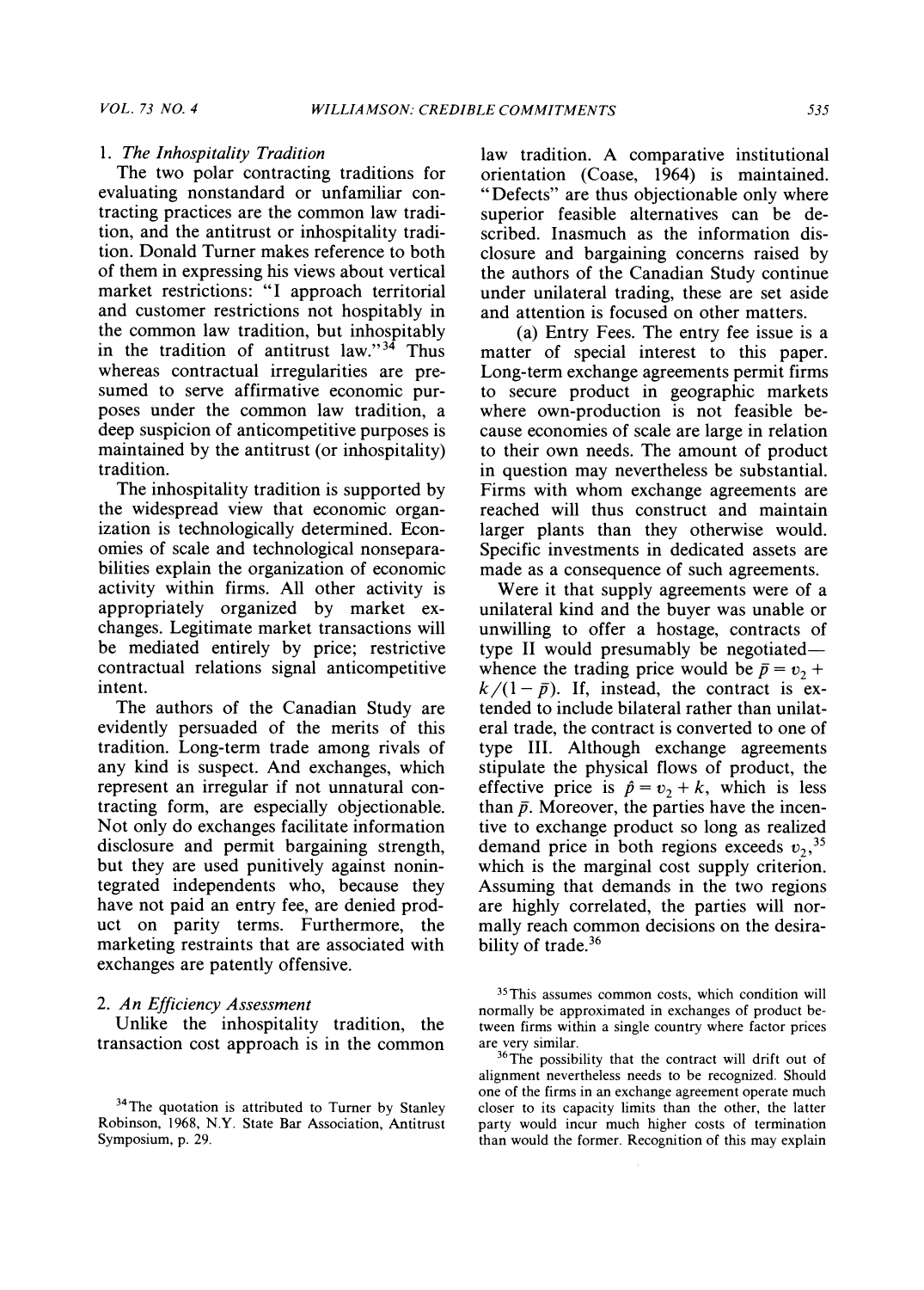### 1. *The Inhospitality Tradition*

The two polar contracting traditions for evaluating nonstandard or unfamiliar contracting practices are the common law tradition, and the antitrust or inhospitality tradition. Donald Turner makes reference to both of them in expressing his views about vertical market restrictions: "I approach territorial and customer restrictions not hospitably in the common law tradition, but inhospitably in the tradition of antitrust law."[34] Thus whereas contractual irregularities are presumed to serve affirmative economic purposes under the common law tradition, a deep suspicion of anticompetitive purposes is maintained by the antitrust (or inhospitality) tradition.

The inhospitality tradition is supported by the widespread view that economic organization is technologically determined. Economies of scale and technological nonseparabilities explain the organization of economic activity within firms. All other activity is appropriately organized by market exchanges. Legitimate market transactions will be mediated entirely by price; restrictive contractual relations signal anticompetitive intent.

The authors of the Canadian Study are evidently persuaded of the merits of this tradition. Long-term trade among rivals of any kind is suspect. And exchanges, which represent an irregular if not unnatural contracting form, are especially objectionable. Not only do exchanges facilitate information disclosure and permit bargaining strength, but they are used punitively against nonintegrated independents who, because they have not paid an entry fee, are denied product on parity terms. Furthermore, the marketing restraints that are associated with exchanges are patently offensive.

### 2. *An Efficiency Assessment*

Unlike the inhospitality tradition, the transaction cost approach is in the common law tradition. A comparative institutional orientation (Coase, 1964) is maintained. "Defects" are thus objectionable only where superior feasible alternatives can be described. Inasmuch as the information disclosure and bargaining concerns raised by the authors of the Canadian Study continue under unilateral trading, these are set aside and attention is focused on other matters.

(a) Entry Fees. The entry fee issue is a matter of special interest to this paper. Long-term exchange agreements permit firms to secure product in geographic markets where own-production is not feasible because economies of scale are large in relation to their own needs. The amount of product in question may nevertheless be substantial. Firms with whom exchange agreements are reached will thus construct and maintain larger plants than they otherwise would. Specific investments in dedicated assets are made as a consequence of such agreements.

Were it that supply agreements were of a unilateral kind and the buyer was unable or unwilling to offer a hostage, contracts of type II would presumably be negotiated—whence the trading price would be $\bar{p} = v_2 + k/(1-\bar{p})$. If, instead, the contract is extended to include bilateral rather than unilateral trade, the contract is converted to one of type III. Although exchange agreements stipulate the physical flows of product, the effective price is $\hat{p} = v_2 + k$, which is less than $\bar{p}$. Moreover, the parties have the incentive to exchange product so long as realized demand price in both regions exceeds $v_2$,[35] which is the marginal cost supply criterion. Assuming that demands in the two regions are highly correlated, the parties will normally reach common decisions on the desirability of trade.[36]

---

[34] The quotation is attributed to Turner by Stanley Robinson, 1968, N.Y. State Bar Association, Antitrust Symposium, p. 29.

[35] This assumes common costs, which condition will normally be approximated in exchanges of product between firms within a single country where factor prices are very similar.

[36] The possibility that the contract will drift out of alignment nevertheless needs to be recognized. Should one of the firms in an exchange agreement operate much closer to its capacity limits than the other, the latter party would incur much higher costs of termination than would the former. Recognition of this may explain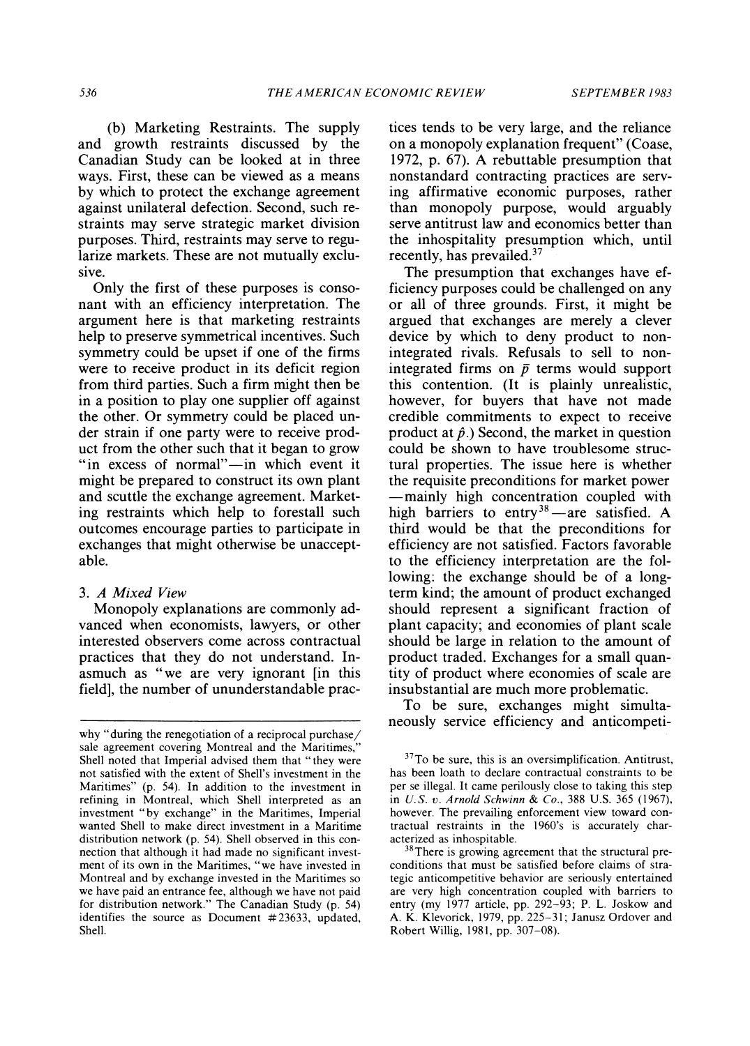(b) Marketing Restraints. The supply and growth restraints discussed by the Canadian Study can be looked at in three ways. First, these can be viewed as a means by which to protect the exchange agreement against unilateral defection. Second, such restraints may serve strategic market division purposes. Third, restraints may serve to regularize markets. These are not mutually exclusive.

Only the first of these purposes is consonant with an efficiency interpretation. The argument here is that marketing restraints help to preserve symmetrical incentives. Such symmetry could be upset if one of the firms were to receive product in its deficit region from third parties. Such a firm might then be in a position to play one supplier off against the other. Or symmetry could be placed under strain if one party were to receive product from the other such that it began to grow "in excess of normal"—in which event it might be prepared to construct its own plant and scuttle the exchange agreement. Marketing restraints which help to forestall such outcomes encourage parties to participate in exchanges that might otherwise be unacceptable.

### 3. *A Mixed View*

Monopoly explanations are commonly advanced when economists, lawyers, or other interested observers come across contractual practices that they do not understand. Inasmuch as "we are very ignorant [in this field], the number of ununderstandable practices tends to be very large, and the reliance on a monopoly explanation frequent" (Coase, 1972, p. 67). A rebuttable presumption that nonstandard contracting practices are serving affirmative economic purposes, rather than monopoly purpose, would arguably serve antitrust law and economics better than the inhospitality presumption which, until recently, has prevailed.[37]

The presumption that exchanges have efficiency purposes could be challenged on any or all of three grounds. First, it might be argued that exchanges are merely a clever device by which to deny product to nonintegrated rivals. Refusals to sell to nonintegrated firms on $\bar{p}$ terms would support this contention. (It is plainly unrealistic, however, for buyers that have not made credible commitments to expect to receive product at $\hat{p}$.) Second, the market in question could be shown to have troublesome structural properties. The issue here is whether the requisite preconditions for market power—mainly high concentration coupled with high barriers to entry[38]—are satisfied. A third would be that the preconditions for efficiency are not satisfied. Factors favorable to the efficiency interpretation are the following: the exchange should be of a long-term kind; the amount of product exchanged should represent a significant fraction of plant capacity; and economies of plant scale should be large in relation to the amount of product traded. Exchanges for a small quantity of product where economies of scale are insubstantial are much more problematic.

To be sure, exchanges might simultaneously service efficiency and anticompeti-

---

why "during the renegotiation of a reciprocal purchase/sale agreement covering Montreal and the Maritimes," Shell noted that Imperial advised them that "they were not satisfied with the extent of Shell's investment in the Maritimes" (p. 54). In addition to the investment in refining in Montreal, which Shell interpreted as an investment "by exchange" in the Maritimes, Imperial wanted Shell to make direct investment in a Maritime distribution network (p. 54). Shell observed in this connection that although it had made no significant investment of its own in the Maritimes, "we have invested in Montreal and by exchange invested in the Maritimes so we have paid an entrance fee, although we have not paid for distribution network." The Canadian Study (p. 54) identifies the source as Document #23633, updated, Shell.

[37] To be sure, this is an oversimplification. Antitrust, has been loath to declare contractual constraints to be per se illegal. It came perilously close to taking this step in *U.S. v. Arnold Schwinn & Co.*, 388 U.S. 365 (1967), however. The prevailing enforcement view toward contractual restraints in the 1960's is accurately characterized as inhospitable.

[38] There is growing agreement that the structural preconditions that must be satisfied before claims of strategic anticompetitive behavior are seriously entertained are very high concentration coupled with barriers to entry (my 1977 article, pp. 292–93; P. L. Joskow and A. K. Klevorick, 1979, pp. 225–31; Janusz Ordover and Robert Willig, 1981, pp. 307–08).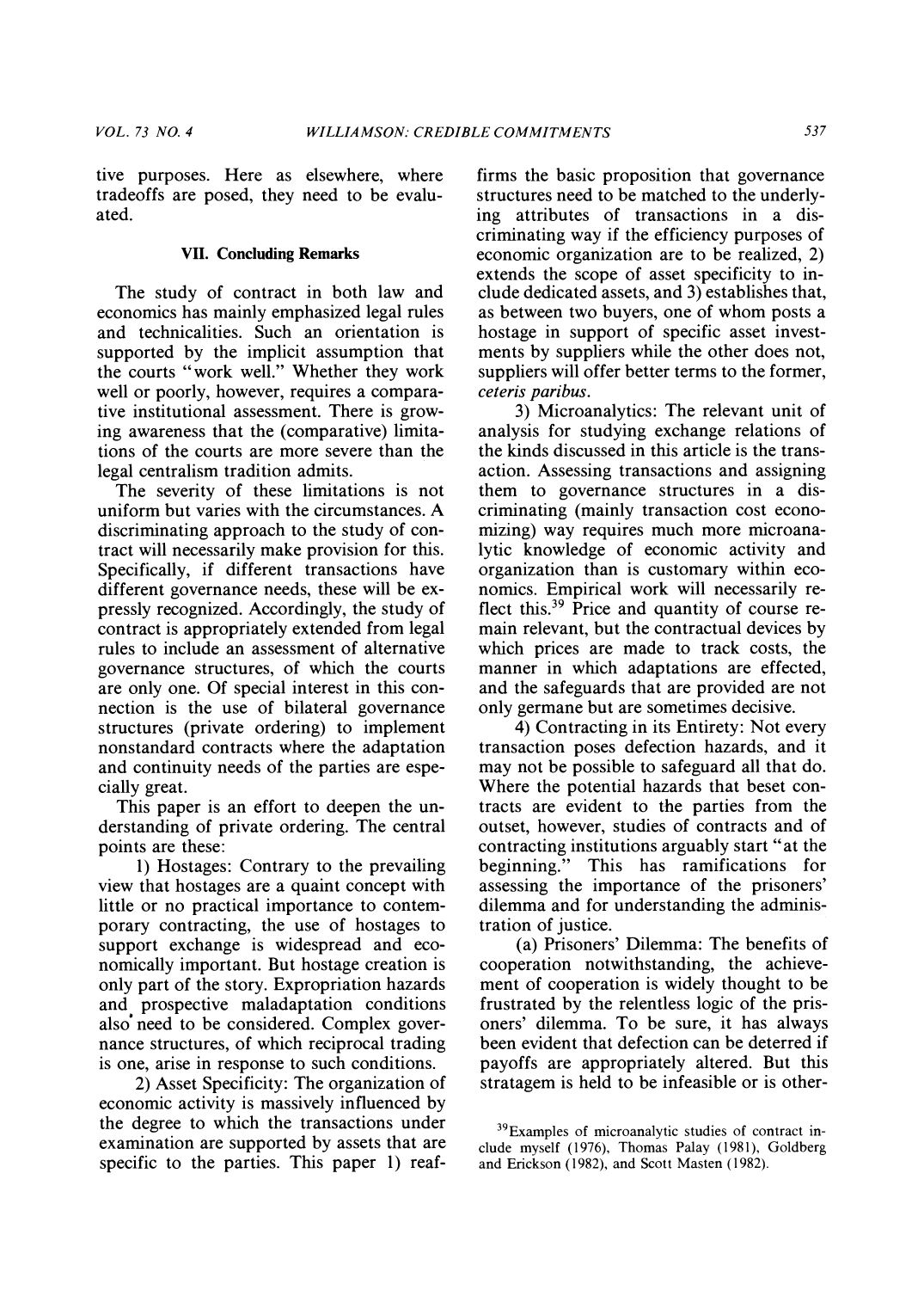tive purposes. Here as elsewhere, where tradeoffs are posed, they need to be evaluated.

## VII. Concluding Remarks

The study of contract in both law and economics has mainly emphasized legal rules and technicalities. Such an orientation is supported by the implicit assumption that the courts "work well." Whether they work well or poorly, however, requires a comparative institutional assessment. There is growing awareness that the (comparative) limitations of the courts are more severe than the legal centralism tradition admits.

The severity of these limitations is not uniform but varies with the circumstances. A discriminating approach to the study of contract will necessarily make provision for this. Specifically, if different transactions have different governance needs, these will be expressly recognized. Accordingly, the study of contract is appropriately extended from legal rules to include an assessment of alternative governance structures, of which the courts are only one. Of special interest in this connection is the use of bilateral governance structures (private ordering) to implement nonstandard contracts where the adaptation and continuity needs of the parties are especially great.

This paper is an effort to deepen the understanding of private ordering. The central points are these:

1) Hostages: Contrary to the prevailing view that hostages are a quaint concept with little or no practical importance to contemporary contracting, the use of hostages to support exchange is widespread and economically important. But hostage creation is only part of the story. Expropriation hazards and prospective maladaptation conditions also need to be considered. Complex governance structures, of which reciprocal trading is one, arise in response to such conditions.

2) Asset Specificity: The organization of economic activity is massively influenced by the degree to which the transactions under examination are supported by assets that are specific to the parties. This paper 1) reaffirms the basic proposition that governance structures need to be matched to the underlying attributes of transactions in a discriminating way if the efficiency purposes of economic organization are to be realized, 2) extends the scope of asset specificity to include dedicated assets, and 3) establishes that, as between two buyers, one of whom posts a hostage in support of specific asset investments by suppliers while the other does not, suppliers will offer better terms to the former, *ceteris paribus*.

3) Microanalytics: The relevant unit of analysis for studying exchange relations of the kinds discussed in this article is the transaction. Assessing transactions and assigning them to governance structures in a discriminating (mainly transaction cost economizing) way requires much more microanalytic knowledge of economic activity and organization than is customary within economics. Empirical work will necessarily reflect this.[39] Price and quantity of course remain relevant, but the contractual devices by which prices are made to track costs, the manner in which adaptations are effected, and the safeguards that are provided are not only germane but are sometimes decisive.

4) Contracting in its Entirety: Not every transaction poses defection hazards, and it may not be possible to safeguard all that do. Where the potential hazards that beset contracts are evident to the parties from the outset, however, studies of contracts and of contracting institutions arguably start "at the beginning." This has ramifications for assessing the importance of the prisoners' dilemma and for understanding the administration of justice.

(a) Prisoners' Dilemma: The benefits of cooperation notwithstanding, the achievement of cooperation is widely thought to be frustrated by the relentless logic of the prisoners' dilemma. To be sure, it has always been evident that defection can be deterred if payoffs are appropriately altered. But this stratagem is held to be infeasible or is other-

[39] Examples of microanalytic studies of contract include myself (1976), Thomas Palay (1981), Goldberg and Erickson (1982), and Scott Masten (1982).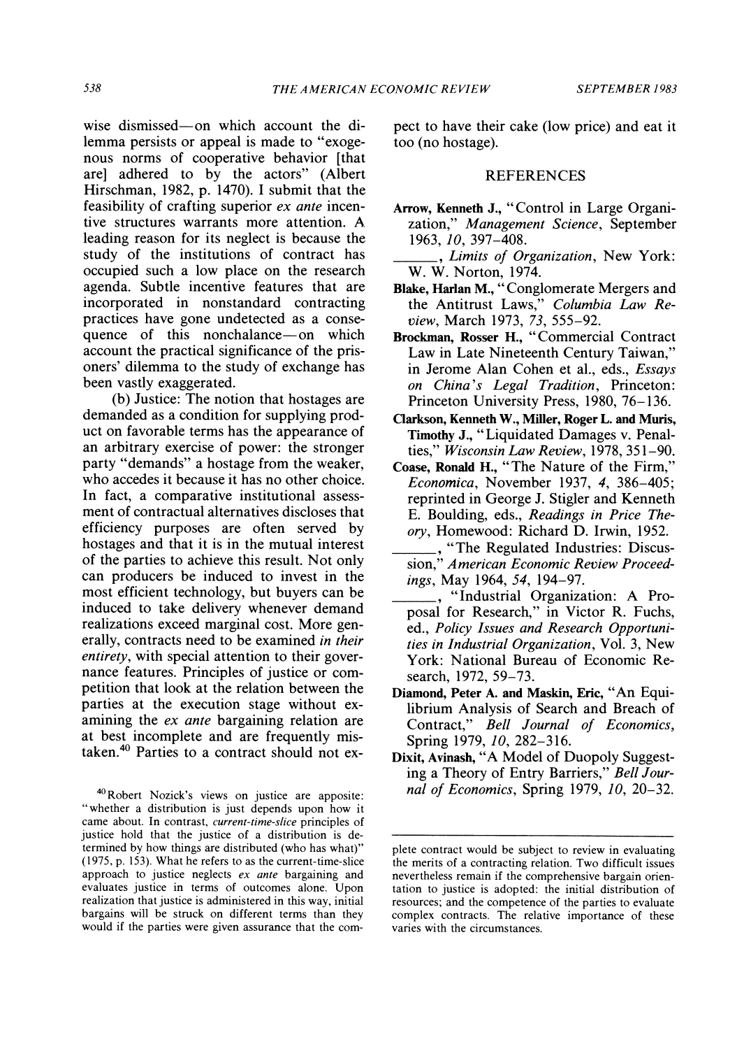wise dismissed—on which account the dilemma persists or appeal is made to "exogenous norms of cooperative behavior [that are] adhered to by the actors" (Albert Hirschman, 1982, p. 1470). I submit that the feasibility of crafting superior *ex ante* incentive structures warrants more attention. A leading reason for its neglect is because the study of the institutions of contract has occupied such a low place on the research agenda. Subtle incentive features that are incorporated in nonstandard contracting practices have gone undetected as a consequence of this nonchalance—on which account the practical significance of the prisoners' dilemma to the study of exchange has been vastly exaggerated.

(b) Justice: The notion that hostages are demanded as a condition for supplying product on favorable terms has the appearance of an arbitrary exercise of power: the stronger party "demands" a hostage from the weaker, who accedes it because it has no other choice. In fact, a comparative institutional assessment of contractual alternatives discloses that efficiency purposes are often served by hostages and that it is in the mutual interest of the parties to achieve this result. Not only can producers be induced to invest in the most efficient technology, but buyers can be induced to take delivery whenever demand realizations exceed marginal cost. More generally, contracts need to be examined *in their entirety*, with special attention to their governance features. Principles of justice or competition that look at the relation between the parties at the execution stage without examining the *ex ante* bargaining relation are at best incomplete and are frequently mistaken.[40] Parties to a contract should not expect to have their cake (low price) and eat it too (no hostage).

[40] Robert Nozick's views on justice are apposite: "whether a distribution is just depends upon how it came about. In contrast, *current-time-slice* principles of justice hold that the justice of a distribution is determined by how things are distributed (who has what)" (1975, p. 153). What he refers to as the current-time-slice approach to justice neglects *ex ante* bargaining and evaluates justice in terms of outcomes alone. Upon realization that justice is administered in this way, initial bargains will be struck on different terms than they would if the parties were given assurance that the complete contract would be subject to review in evaluating the merits of a contracting relation. Two difficult issues nevertheless remain if the comprehensive bargain orientation to justice is adopted: the initial distribution of resources; and the competence of the parties to evaluate complex contracts. The relative importance of these varies with the circumstances.

## REFERENCES

**Arrow, Kenneth J.,** "Control in Large Organization," *Management Science*, September 1963, *10*, 397–408.

______, *Limits of Organization*, New York: W. W. Norton, 1974.

**Blake, Harlan M.,** "Conglomerate Mergers and the Antitrust Laws," *Columbia Law Review*, March 1973, *73*, 555–92.

**Brockman, Rosser H.,** "Commercial Contract Law in Late Nineteenth Century Taiwan," in Jerome Alan Cohen et al., eds., *Essays on China's Legal Tradition*, Princeton: Princeton University Press, 1980, 76–136.

**Clarkson, Kenneth W., Miller, Roger L. and Muris, Timothy J.,** "Liquidated Damages v. Penalties," *Wisconsin Law Review*, 1978, 351–90.

**Coase, Ronald H.,** "The Nature of the Firm," *Economica*, November 1937, *4*, 386–405; reprinted in George J. Stigler and Kenneth E. Boulding, eds., *Readings in Price Theory*, Homewood: Richard D. Irwin, 1952.

______, "The Regulated Industries: Discussion," *American Economic Review Proceedings*, May 1964, *54*, 194–97.

______, "Industrial Organization: A Proposal for Research," in Victor R. Fuchs, ed., *Policy Issues and Research Opportunities in Industrial Organization*, Vol. 3, New York: National Bureau of Economic Research, 1972, 59–73.

**Diamond, Peter A. and Maskin, Eric,** "An Equilibrium Analysis of Search and Breach of Contract," *Bell Journal of Economics*, Spring 1979, *10*, 282–316.

**Dixit, Avinash,** "A Model of Duopoly Suggesting a Theory of Entry Barriers," *Bell Journal of Economics*, Spring 1979, *10*, 20–32.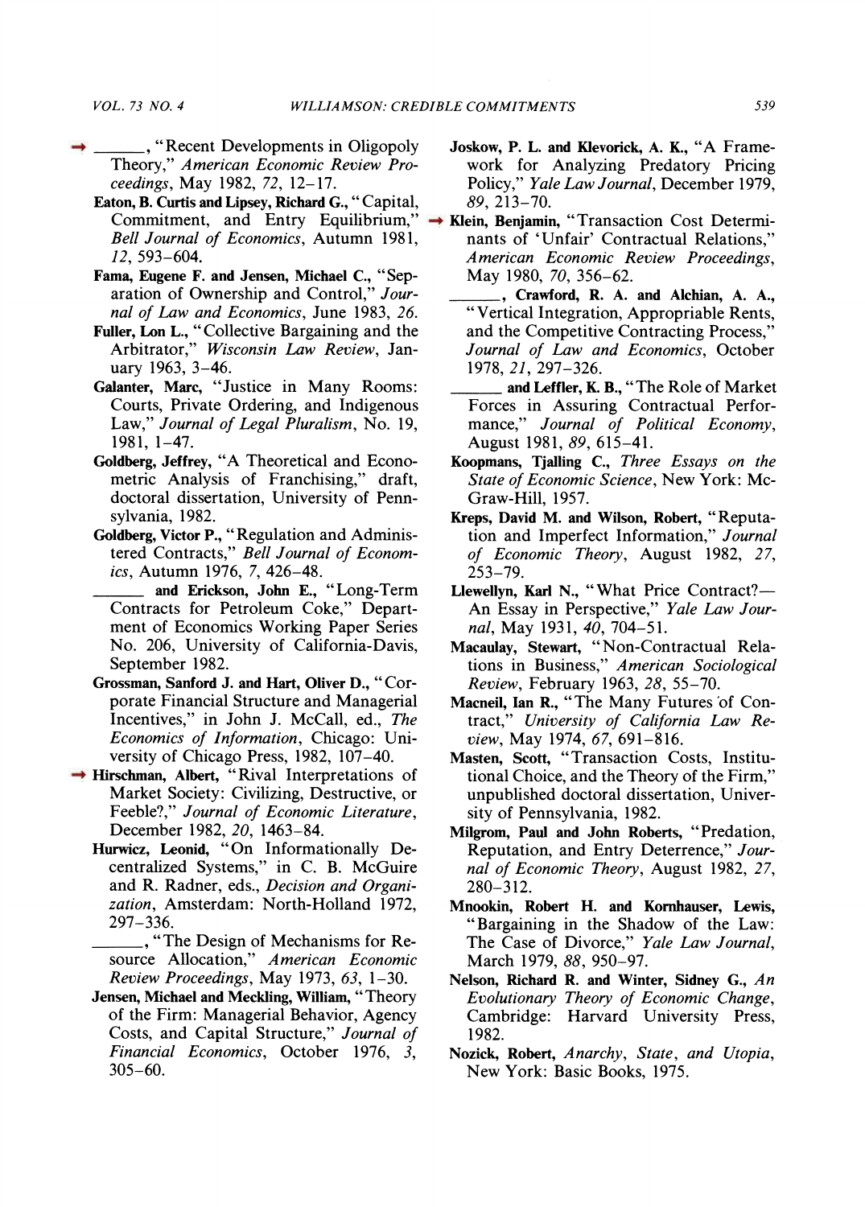______, "Recent Developments in Oligopoly Theory," *American Economic Review Proceedings*, May 1982, *72*, 12–17.

**Eaton, B. Curtis and Lipsey, Richard G.,** "Capital, Commitment, and Entry Equilibrium," *Bell Journal of Economics*, Autumn 1981, *12*, 593–604.

**Fama, Eugene F. and Jensen, Michael C.,** "Separation of Ownership and Control," *Journal of Law and Economics*, June 1983, *26*.

**Fuller, Lon L.,** "Collective Bargaining and the Arbitrator," *Wisconsin Law Review*, January 1963, 3–46.

**Galanter, Marc,** "Justice in Many Rooms: Courts, Private Ordering, and Indigenous Law," *Journal of Legal Pluralism*, No. 19, 1981, 1–47.

**Goldberg, Jeffrey,** "A Theoretical and Econometric Analysis of Franchising," draft, doctoral dissertation, University of Pennsylvania, 1982.

**Goldberg, Victor P.,** "Regulation and Administered Contracts," *Bell Journal of Economics*, Autumn 1976, *7*, 426–48.

______ **and Erickson, John E.,** "Long-Term Contracts for Petroleum Coke," Department of Economics Working Paper Series No. 206, University of California-Davis, September 1982.

**Grossman, Sanford J. and Hart, Oliver D.,** "Corporate Financial Structure and Managerial Incentives," in John J. McCall, ed., *The Economics of Information*, Chicago: University of Chicago Press, 1982, 107–40.

**Hirschman, Albert,** "Rival Interpretations of Market Society: Civilizing, Destructive, or Feeble?," *Journal of Economic Literature*, December 1982, *20*, 1463–84.

**Hurwicz, Leonid,** "On Informationally Decentralized Systems," in C. B. McGuire and R. Radner, eds., *Decision and Organization*, Amsterdam: North-Holland 1972, 297–336.

______, "The Design of Mechanisms for Resource Allocation," *American Economic Review Proceedings*, May 1973, *63*, 1–30.

**Jensen, Michael and Meckling, William,** "Theory of the Firm: Managerial Behavior, Agency Costs, and Capital Structure," *Journal of Financial Economics*, October 1976, *3*, 305–60.

**Joskow, P. L. and Klevorick, A. K.,** "A Framework for Analyzing Predatory Pricing Policy," *Yale Law Journal*, December 1979, *89*, 213–70.

**Klein, Benjamin,** "Transaction Cost Determinants of 'Unfair' Contractual Relations," *American Economic Review Proceedings*, May 1980, *70*, 356–62.

______, **Crawford, R. A. and Alchian, A. A.,** "Vertical Integration, Appropriable Rents, and the Competitive Contracting Process," *Journal of Law and Economics*, October 1978, *21*, 297–326.

______ **and Leffler, K. B.,** "The Role of Market Forces in Assuring Contractual Performance," *Journal of Political Economy*, August 1981, *89*, 615–41.

**Koopmans, Tjalling C.,** *Three Essays on the State of Economic Science*, New York: McGraw-Hill, 1957.

**Kreps, David M. and Wilson, Robert,** "Reputation and Imperfect Information," *Journal of Economic Theory*, August 1982, *27*, 253–79.

**Llewellyn, Karl N.,** "What Price Contract?—An Essay in Perspective," *Yale Law Journal*, May 1931, *40*, 704–51.

**Macaulay, Stewart,** "Non-Contractual Relations in Business," *American Sociological Review*, February 1963, *28*, 55–70.

**Macneil, Ian R.,** "The Many Futures of Contract," *University of California Law Review*, May 1974, *67*, 691–816.

**Masten, Scott,** "Transaction Costs, Institutional Choice, and the Theory of the Firm," unpublished doctoral dissertation, University of Pennsylvania, 1982.

**Milgrom, Paul and John Roberts,** "Predation, Reputation, and Entry Deterrence," *Journal of Economic Theory*, August 1982, *27*, 280–312.

**Mnookin, Robert H. and Kornhauser, Lewis,** "Bargaining in the Shadow of the Law: The Case of Divorce," *Yale Law Journal*, March 1979, *88*, 950–97.

**Nelson, Richard R. and Winter, Sidney G.,** *An Evolutionary Theory of Economic Change*, Cambridge: Harvard University Press, 1982.

**Nozick, Robert,** *Anarchy, State, and Utopia*, New York: Basic Books, 1975.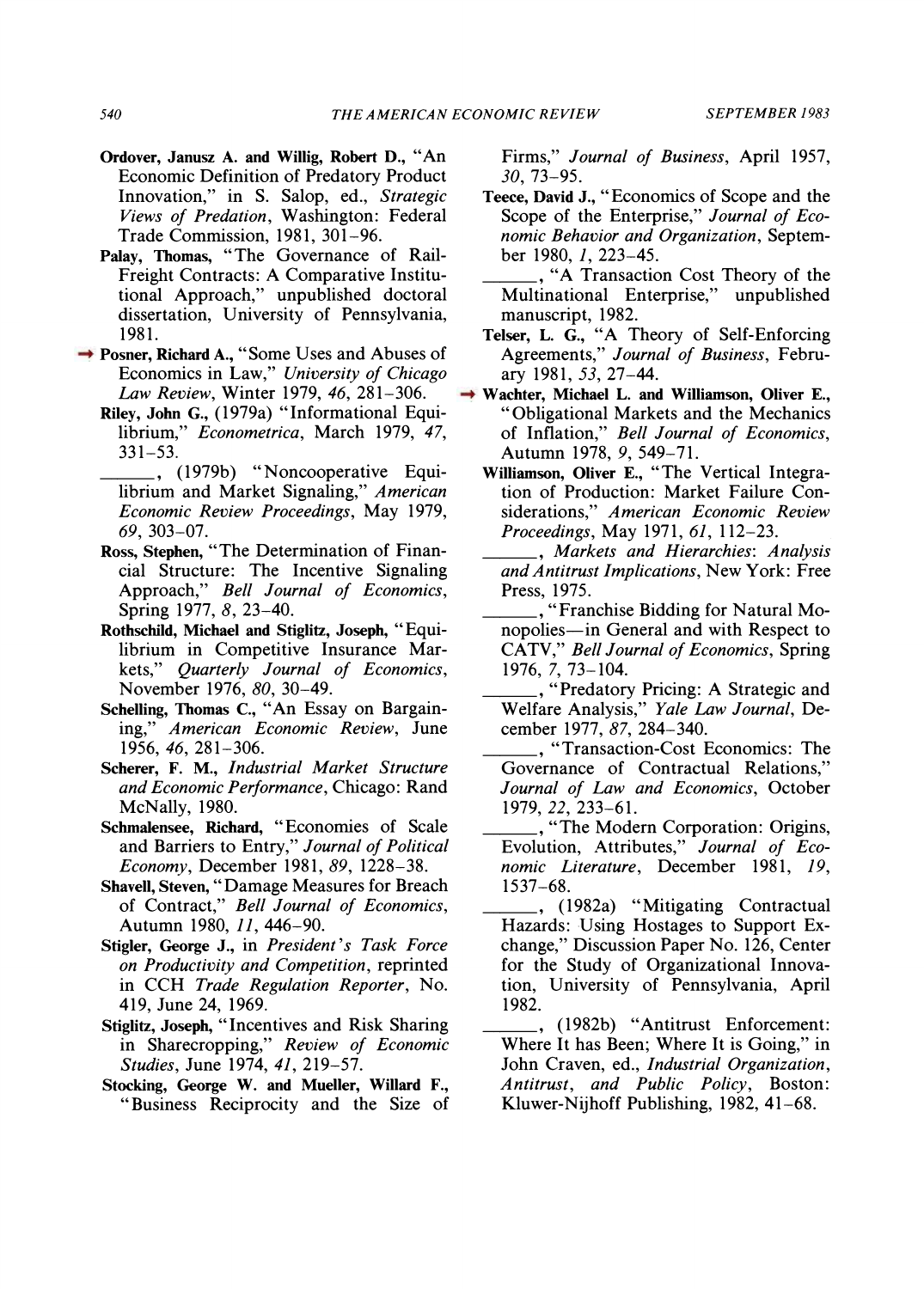**Ordover, Janusz A. and Willig, Robert D.,** "An Economic Definition of Predatory Product Innovation," in S. Salop, ed., *Strategic Views of Predation*, Washington: Federal Trade Commission, 1981, 301–96.

**Palay, Thomas,** "The Governance of Rail-Freight Contracts: A Comparative Institutional Approach," unpublished doctoral dissertation, University of Pennsylvania, 1981.

**Posner, Richard A.,** "Some Uses and Abuses of Economics in Law," *University of Chicago Law Review*, Winter 1979, *46*, 281–306.

**Riley, John G.,** (1979a) "Informational Equilibrium," *Econometrica*, March 1979, *47*, 331–53.

______, (1979b) "Noncooperative Equilibrium and Market Signaling," *American Economic Review Proceedings*, May 1979, *69*, 303–07.

**Ross, Stephen,** "The Determination of Financial Structure: The Incentive Signaling Approach," *Bell Journal of Economics*, Spring 1977, *8*, 23–40.

**Rothschild, Michael and Stiglitz, Joseph,** "Equilibrium in Competitive Insurance Markets," *Quarterly Journal of Economics*, November 1976, *80*, 30–49.

**Schelling, Thomas C.,** "An Essay on Bargaining," *American Economic Review*, June 1956, *46*, 281–306.

**Scherer, F. M.,** *Industrial Market Structure and Economic Performance*, Chicago: Rand McNally, 1980.

**Schmalensee, Richard,** "Economies of Scale and Barriers to Entry," *Journal of Political Economy*, December 1981, *89*, 1228–38.

**Shavell, Steven,** "Damage Measures for Breach of Contract," *Bell Journal of Economics*, Autumn 1980, *11*, 446–90.

**Stigler, George J.,** in *President's Task Force on Productivity and Competition*, reprinted in CCH *Trade Regulation Reporter*, No. 419, June 24, 1969.

**Stiglitz, Joseph,** "Incentives and Risk Sharing in Sharecropping," *Review of Economic Studies*, June 1974, *41*, 219–57.

**Stocking, George W. and Mueller, Willard F.,** "Business Reciprocity and the Size of Firms," *Journal of Business*, April 1957, *30*, 73–95.

**Teece, David J.,** "Economics of Scope and the Scope of the Enterprise," *Journal of Economic Behavior and Organization*, September 1980, *1*, 223–45.

______, "A Transaction Cost Theory of the Multinational Enterprise," unpublished manuscript, 1982.

**Telser, L. G.,** "A Theory of Self-Enforcing Agreements," *Journal of Business*, February 1981, *53*, 27–44.

**Wachter, Michael L. and Williamson, Oliver E.,** "Obligational Markets and the Mechanics of Inflation," *Bell Journal of Economics*, Autumn 1978, *9*, 549–71.

**Williamson, Oliver E.,** "The Vertical Integration of Production: Market Failure Considerations," *American Economic Review Proceedings*, May 1971, *61*, 112–23.

______, *Markets and Hierarchies: Analysis and Antitrust Implications*, New York: Free Press, 1975.

______, "Franchise Bidding for Natural Monopolies—in General and with Respect to CATV," *Bell Journal of Economics*, Spring 1976, *7*, 73–104.

______, "Predatory Pricing: A Strategic and Welfare Analysis," *Yale Law Journal*, December 1977, *87*, 284–340.

______, "Transaction-Cost Economics: The Governance of Contractual Relations," *Journal of Law and Economics*, October 1979, *22*, 233–61.

______, "The Modern Corporation: Origins, Evolution, Attributes," *Journal of Economic Literature*, December 1981, *19*, 1537–68.

______, (1982a) "Mitigating Contractual Hazards: Using Hostages to Support Exchange," Discussion Paper No. 126, Center for the Study of Organizational Innovation, University of Pennsylvania, April 1982.

______, (1982b) "Antitrust Enforcement: Where It has Been; Where It is Going," in John Craven, ed., *Industrial Organization, Antitrust, and Public Policy*, Boston: Kluwer-Nijhoff Publishing, 1982, 41–68.